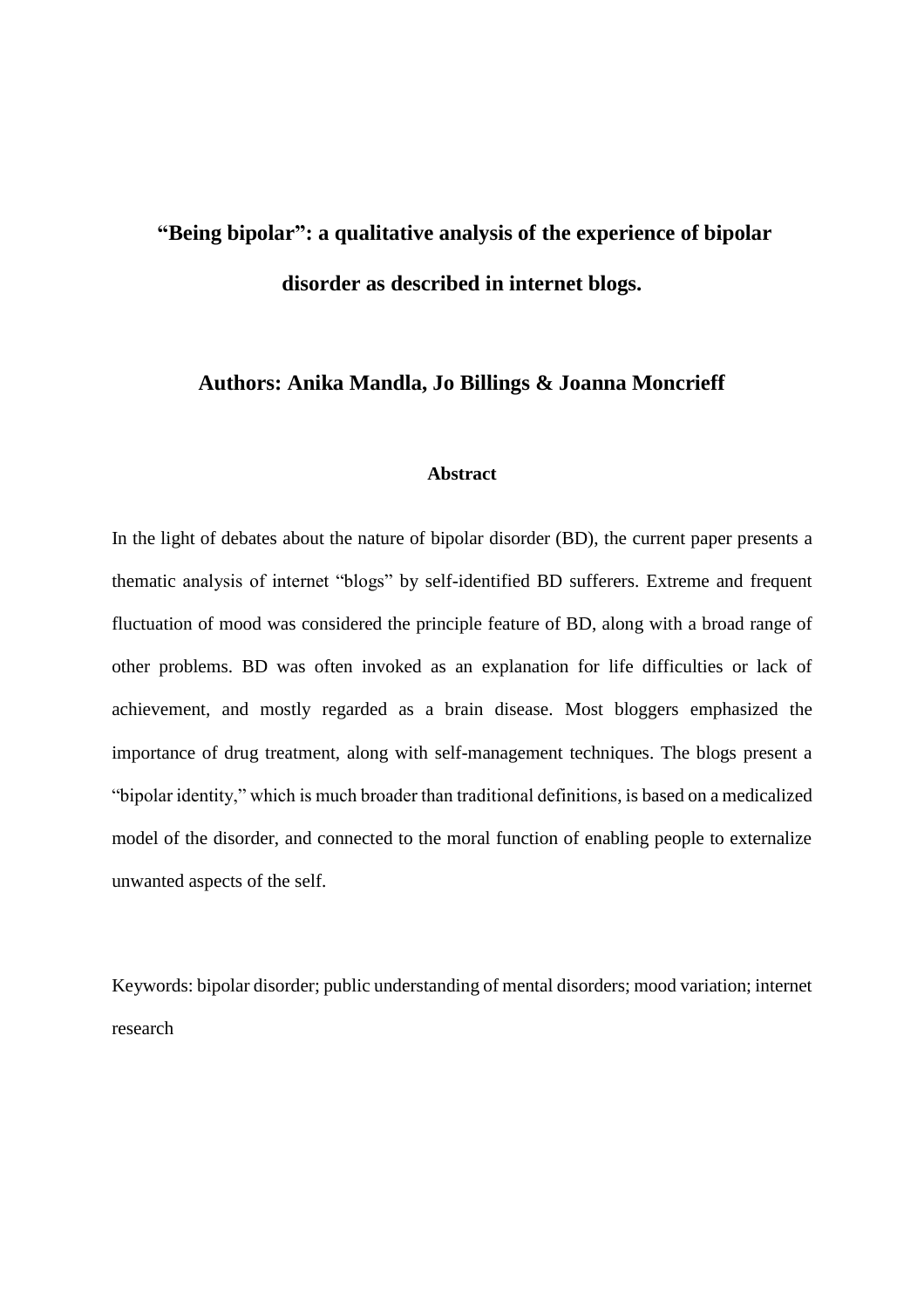# "Being bipolar": a qualitative analysis of the experience of bipolar disorder as described in internet blogs.

**Authors: Anika Mandla, Jo Billings & Joanna Moncrieff**

### Abstract

In the light of debates about the nature of bipolar disorder (BD), the current paper presents a thematic analysis of internet "blogs" by self-identified BD sufferers. Extreme and frequent fluctuation of mood was considered the principle feature of BD, along with a broad range of other problems. BD was often invoked as an explanation for life difficulties or lack of achievement, and mostly regarded as a brain disease. Most bloggers emphasized the importance of drug treatment, along with self-management techniques. The blogs present a "bipolar identity," which is much broader than traditional definitions, is based on a medicalized model of the disorder, and connected to the moral function of enabling people to externalize unwanted aspects of the self.

Keywords: bipolar disorder; public understanding of mental disorders; mood variation; internet research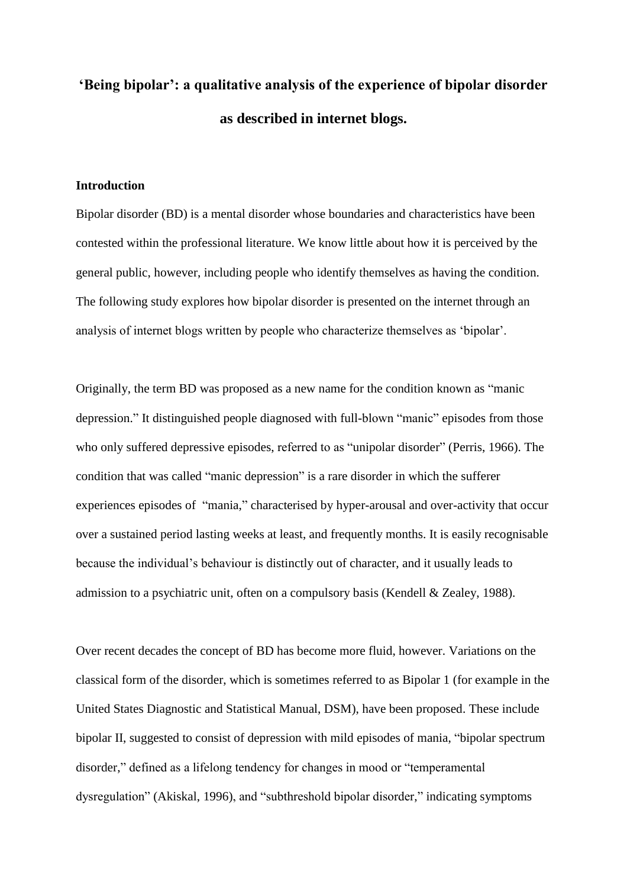# 'Being bipolar': a qualitative analysis of the experience of bipolar disorder as described in internet blogs.

## Introduction

Bipolar disorder (BD) is a mental disorder whose boundaries and characteristics have been contested within the professional literature. We know little about how it is perceived by the general public, however, including people who identify themselves as having the condition. The following study explores how bipolar disorder is presented on the internet through an analysis of internet blogs written by people who characterize themselves as 'bipolar'.

Originally, the term BD was proposed as a new name for the condition known as "manic depression." It distinguished people diagnosed with full-blown "manic" episodes from those who only suffered depressive episodes, referred to as "unipolar disorder" (Perris, 1966). The condition that was called "manic depression" is a rare disorder in which the sufferer experiences episodes of "mania," characterised by hyper-arousal and over-activity that occur over a sustained period lasting weeks at least, and frequently months. It is easily recognisable because the individual's behaviour is distinctly out of character, and it usually leads to admission to a psychiatric unit, often on a compulsory basis (Kendell & Zealey, 1988).

Over recent decades the concept of BD has become more fluid, however. Variations on the classical form of the disorder, which is sometimes referred to as Bipolar 1 (for example in the United States Diagnostic and Statistical Manual, DSM), have been proposed. These include bipolar II, suggested to consist of depression with mild episodes of mania, "bipolar spectrum disorder," defined as a lifelong tendency for changes in mood or "temperamental dysregulation" (Akiskal, 1996), and "subthreshold bipolar disorder," indicating symptoms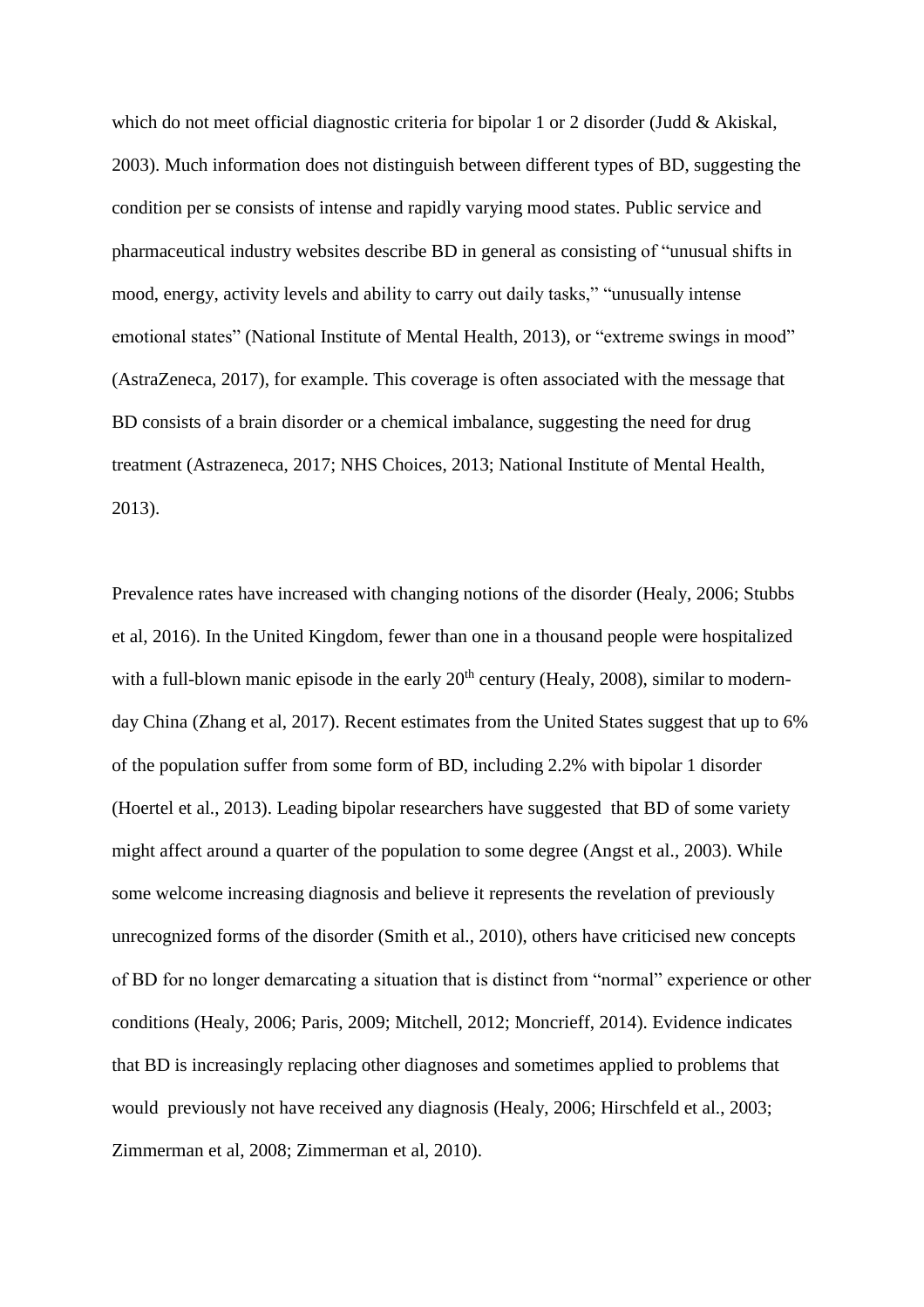which do not meet official diagnostic criteria for bipolar 1 or 2 disorder (Judd & Akiskal, 2003). Much information does not distinguish between different types of BD, suggesting the condition per se consists of intense and rapidly varying mood states. Public service and pharmaceutical industry websites describe BD in general as consisting of "unusual shifts in mood, energy, activity levels and ability to carry out daily tasks," "unusually intense emotional states" (National Institute of Mental Health, 2013), or "extreme swings in mood" (AstraZeneca, 2017), for example. This coverage is often associated with the message that BD consists of a brain disorder or a chemical imbalance, suggesting the need for drug treatment (Astrazeneca, 2017; NHS Choices, 2013; National Institute of Mental Health, 2013).

Prevalence rates have increased with changing notions of the disorder (Healy, 2006; Stubbs et al, 2016). In the United Kingdom, fewer than one in a thousand people were hospitalized with a full-blown manic episode in the early 20th century (Healy, 2008), similar to modern-day China (Zhang et al, 2017). Recent estimates from the United States suggest that up to 6% of the population suffer from some form of BD, including 2.2% with bipolar 1 disorder (Hoertel et al., 2013). Leading bipolar researchers have suggested that BD of some variety might affect around a quarter of the population to some degree (Angst et al., 2003). While some welcome increasing diagnosis and believe it represents the revelation of previously unrecognized forms of the disorder (Smith et al., 2010), others have criticised new concepts of BD for no longer demarcating a situation that is distinct from "normal" experience or other conditions (Healy, 2006; Paris, 2009; Mitchell, 2012; Moncrieff, 2014). Evidence indicates that BD is increasingly replacing other diagnoses and sometimes applied to problems that would previously not have received any diagnosis (Healy, 2006; Hirschfeld et al., 2003; Zimmerman et al, 2008; Zimmerman et al, 2010).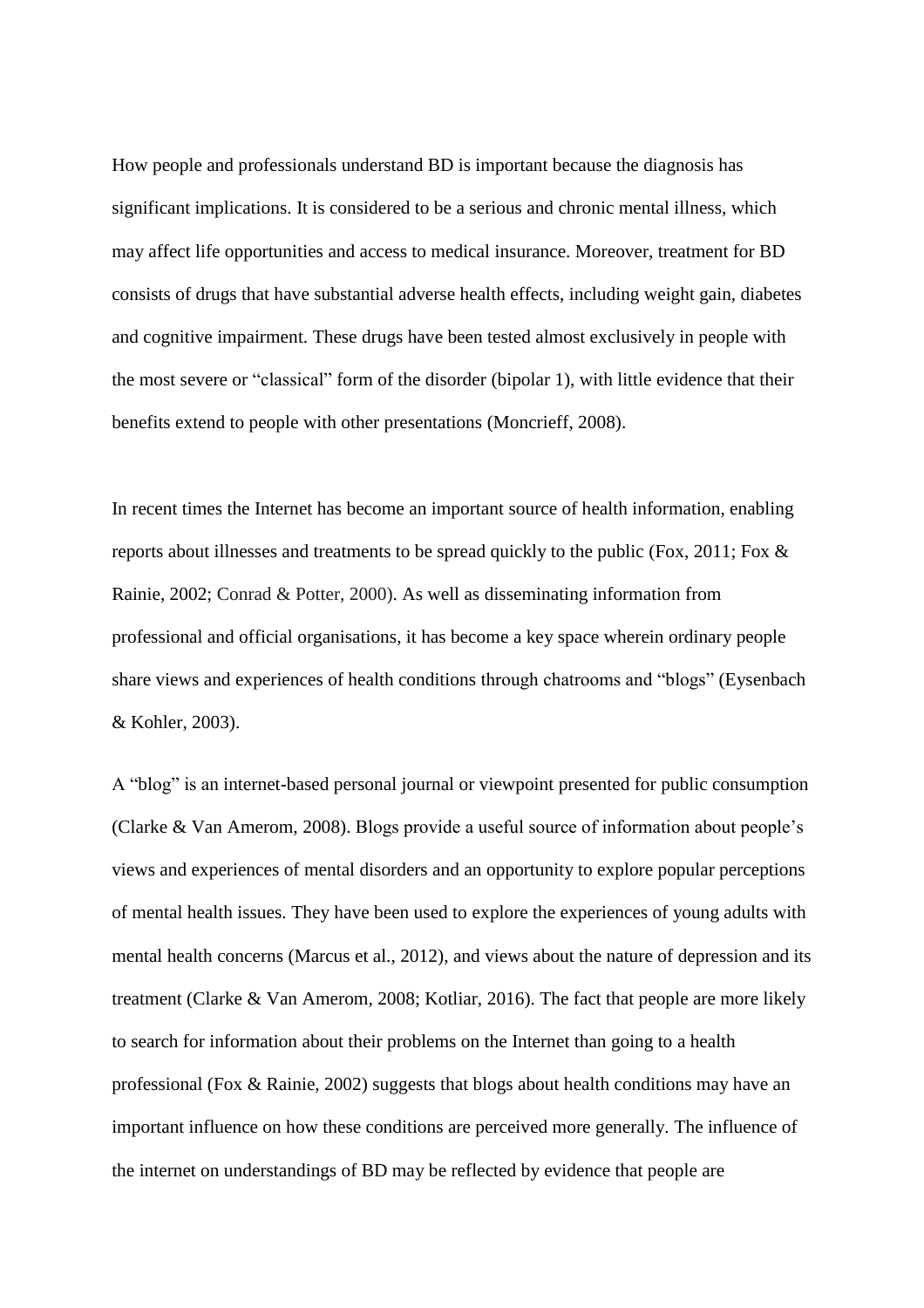How people and professionals understand BD is important because the diagnosis has significant implications. It is considered to be a serious and chronic mental illness, which may affect life opportunities and access to medical insurance. Moreover, treatment for BD consists of drugs that have substantial adverse health effects, including weight gain, diabetes and cognitive impairment. These drugs have been tested almost exclusively in people with the most severe or "classical" form of the disorder (bipolar 1), with little evidence that their benefits extend to people with other presentations (Moncrieff, 2008).

In recent times the Internet has become an important source of health information, enabling reports about illnesses and treatments to be spread quickly to the public (Fox, 2011; Fox & Rainie, 2002; Conrad & Potter, 2000). As well as disseminating information from professional and official organisations, it has become a key space wherein ordinary people share views and experiences of health conditions through chatrooms and "blogs" (Eysenbach & Kohler, 2003).

A "blog" is an internet-based personal journal or viewpoint presented for public consumption (Clarke & Van Amerom, 2008). Blogs provide a useful source of information about people's views and experiences of mental disorders and an opportunity to explore popular perceptions of mental health issues. They have been used to explore the experiences of young adults with mental health concerns (Marcus et al., 2012), and views about the nature of depression and its treatment (Clarke & Van Amerom, 2008; Kotliar, 2016). The fact that people are more likely to search for information about their problems on the Internet than going to a health professional (Fox & Rainie, 2002) suggests that blogs about health conditions may have an important influence on how these conditions are perceived more generally. The influence of the internet on understandings of BD may be reflected by evidence that people are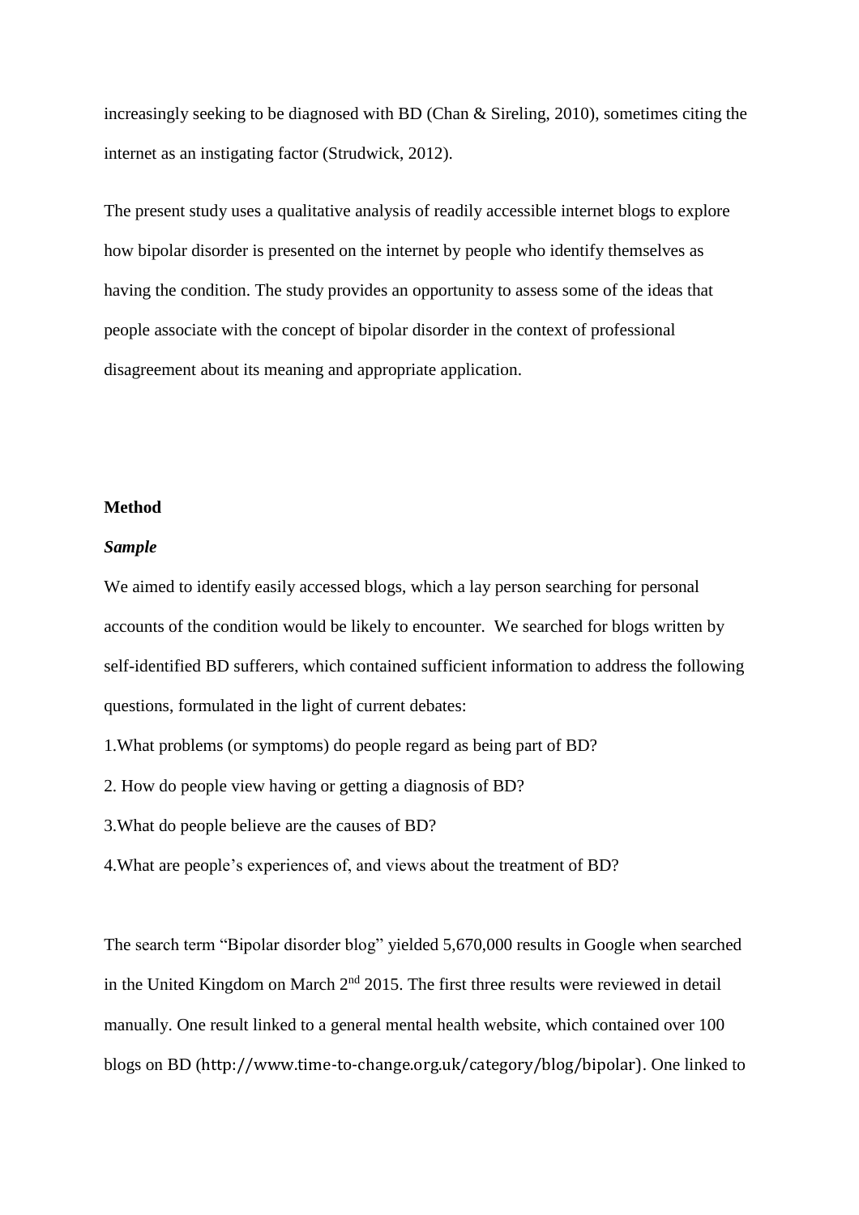increasingly seeking to be diagnosed with BD (Chan & Sireling, 2010), sometimes citing the internet as an instigating factor (Strudwick, 2012).

The present study uses a qualitative analysis of readily accessible internet blogs to explore how bipolar disorder is presented on the internet by people who identify themselves as having the condition. The study provides an opportunity to assess some of the ideas that people associate with the concept of bipolar disorder in the context of professional disagreement about its meaning and appropriate application.

## Method

### *Sample*

We aimed to identify easily accessed blogs, which a lay person searching for personal accounts of the condition would be likely to encounter. We searched for blogs written by self-identified BD sufferers, which contained sufficient information to address the following questions, formulated in the light of current debates:

1.What problems (or symptoms) do people regard as being part of BD?

2. How do people view having or getting a diagnosis of BD?

3.What do people believe are the causes of BD?

4.What are people's experiences of, and views about the treatment of BD?

The search term "Bipolar disorder blog" yielded 5,670,000 results in Google when searched in the United Kingdom on March 2nd 2015. The first three results were reviewed in detail manually. One result linked to a general mental health website, which contained over 100 blogs on BD (http://www.time-to-change.org.uk/category/blog/bipolar). One linked to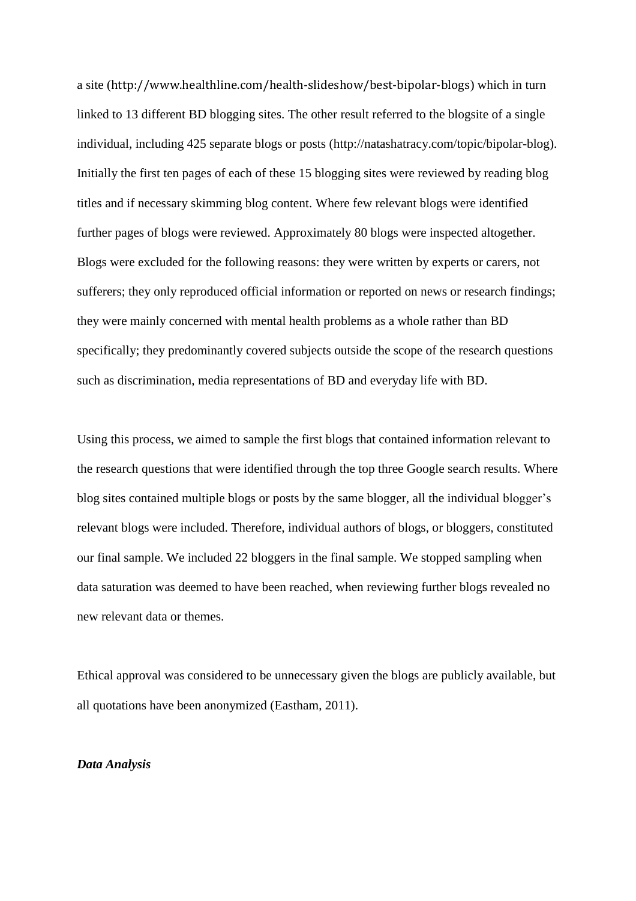a site (http://www.healthline.com/health-slideshow/best-bipolar-blogs) which in turn linked to 13 different BD blogging sites. The other result referred to the blogsite of a single individual, including 425 separate blogs or posts (http://natashatracy.com/topic/bipolar-blog). Initially the first ten pages of each of these 15 blogging sites were reviewed by reading blog titles and if necessary skimming blog content. Where few relevant blogs were identified further pages of blogs were reviewed. Approximately 80 blogs were inspected altogether. Blogs were excluded for the following reasons: they were written by experts or carers, not sufferers; they only reproduced official information or reported on news or research findings; they were mainly concerned with mental health problems as a whole rather than BD specifically; they predominantly covered subjects outside the scope of the research questions such as discrimination, media representations of BD and everyday life with BD.

Using this process, we aimed to sample the first blogs that contained information relevant to the research questions that were identified through the top three Google search results. Where blog sites contained multiple blogs or posts by the same blogger, all the individual blogger's relevant blogs were included. Therefore, individual authors of blogs, or bloggers, constituted our final sample. We included 22 bloggers in the final sample. We stopped sampling when data saturation was deemed to have been reached, when reviewing further blogs revealed no new relevant data or themes.

Ethical approval was considered to be unnecessary given the blogs are publicly available, but all quotations have been anonymized (Eastham, 2011).

***Data Analysis***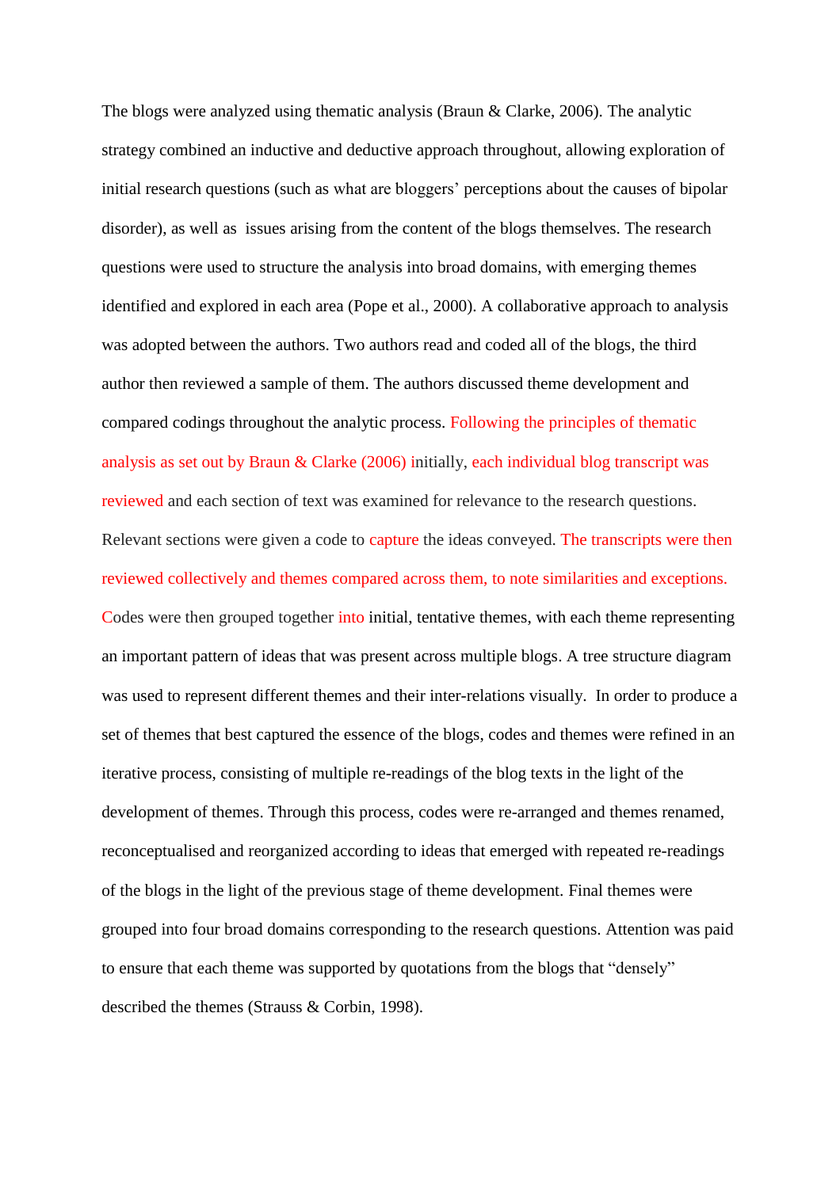The blogs were analyzed using thematic analysis (Braun & Clarke, 2006). The analytic strategy combined an inductive and deductive approach throughout, allowing exploration of initial research questions (such as what are bloggers' perceptions about the causes of bipolar disorder), as well as  issues arising from the content of the blogs themselves. The research questions were used to structure the analysis into broad domains, with emerging themes identified and explored in each area (Pope et al., 2000). A collaborative approach to analysis was adopted between the authors. Two authors read and coded all of the blogs, the third author then reviewed a sample of them. The authors discussed theme development and compared codings throughout the analytic process. Following the principles of thematic analysis as set out by Braun & Clarke (2006) initially, each individual blog transcript was reviewed and each section of text was examined for relevance to the research questions. Relevant sections were given a code to capture the ideas conveyed. The transcripts were then reviewed collectively and themes compared across them, to note similarities and exceptions. Codes were then grouped together into initial, tentative themes, with each theme representing an important pattern of ideas that was present across multiple blogs. A tree structure diagram was used to represent different themes and their inter-relations visually.  In order to produce a set of themes that best captured the essence of the blogs, codes and themes were refined in an iterative process, consisting of multiple re-readings of the blog texts in the light of the development of themes. Through this process, codes were re-arranged and themes renamed, reconceptualised and reorganized according to ideas that emerged with repeated re-readings of the blogs in the light of the previous stage of theme development. Final themes were grouped into four broad domains corresponding to the research questions. Attention was paid to ensure that each theme was supported by quotations from the blogs that "densely" described the themes (Strauss & Corbin, 1998).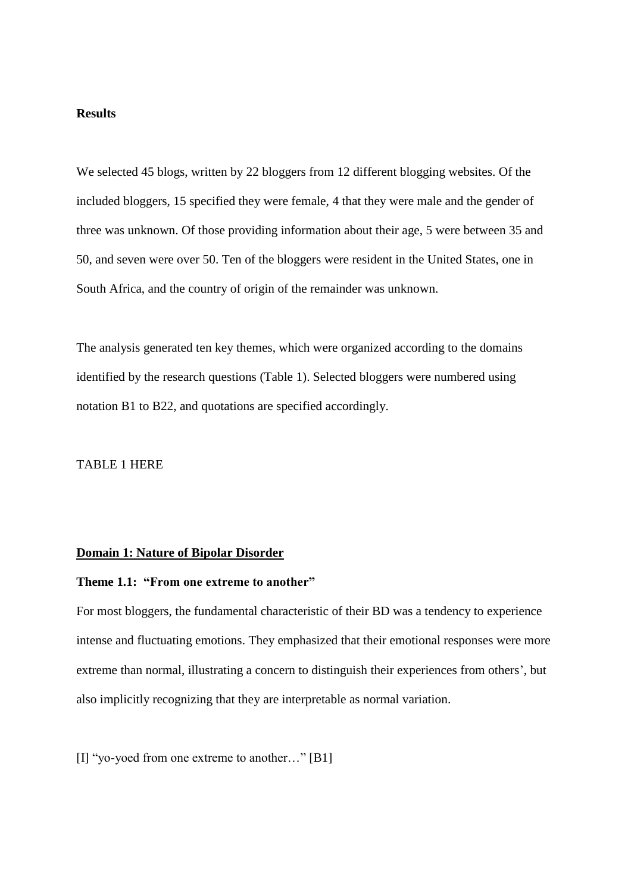## Results

We selected 45 blogs, written by 22 bloggers from 12 different blogging websites. Of the included bloggers, 15 specified they were female, 4 that they were male and the gender of three was unknown. Of those providing information about their age, 5 were between 35 and 50, and seven were over 50. Ten of the bloggers were resident in the United States, one in South Africa, and the country of origin of the remainder was unknown.

The analysis generated ten key themes, which were organized according to the domains identified by the research questions (Table 1). Selected bloggers were numbered using notation B1 to B22, and quotations are specified accordingly.

TABLE 1 HERE

### <u>Domain 1: Nature of Bipolar Disorder</u>

#### Theme 1.1: "From one extreme to another"

For most bloggers, the fundamental characteristic of their BD was a tendency to experience intense and fluctuating emotions. They emphasized that their emotional responses were more extreme than normal, illustrating a concern to distinguish their experiences from others', but also implicitly recognizing that they are interpretable as normal variation.

[I] "yo-yoed from one extreme to another…" [B1]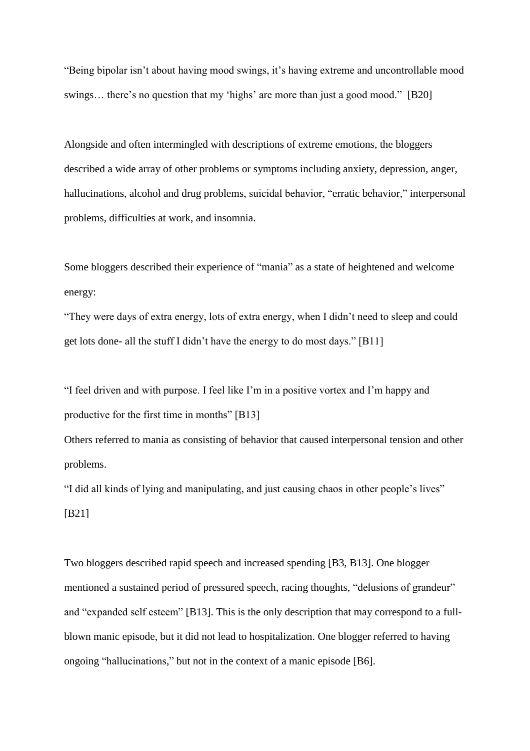"Being bipolar isn't about having mood swings, it's having extreme and uncontrollable mood swings… there's no question that my 'highs' are more than just a good mood." [B20]

Alongside and often intermingled with descriptions of extreme emotions, the bloggers described a wide array of other problems or symptoms including anxiety, depression, anger, hallucinations, alcohol and drug problems, suicidal behavior, "erratic behavior," interpersonal problems, difficulties at work, and insomnia.

Some bloggers described their experience of "mania" as a state of heightened and welcome energy:

"They were days of extra energy, lots of extra energy, when I didn't need to sleep and could get lots done- all the stuff I didn't have the energy to do most days." [B11]

"I feel driven and with purpose. I feel like I'm in a positive vortex and I'm happy and productive for the first time in months" [B13]

Others referred to mania as consisting of behavior that caused interpersonal tension and other problems.

"I did all kinds of lying and manipulating, and just causing chaos in other people's lives" [B21]

Two bloggers described rapid speech and increased spending [B3, B13]. One blogger mentioned a sustained period of pressured speech, racing thoughts, "delusions of grandeur" and "expanded self esteem" [B13]. This is the only description that may correspond to a full-blown manic episode, but it did not lead to hospitalization. One blogger referred to having ongoing "hallucinations," but not in the context of a manic episode [B6].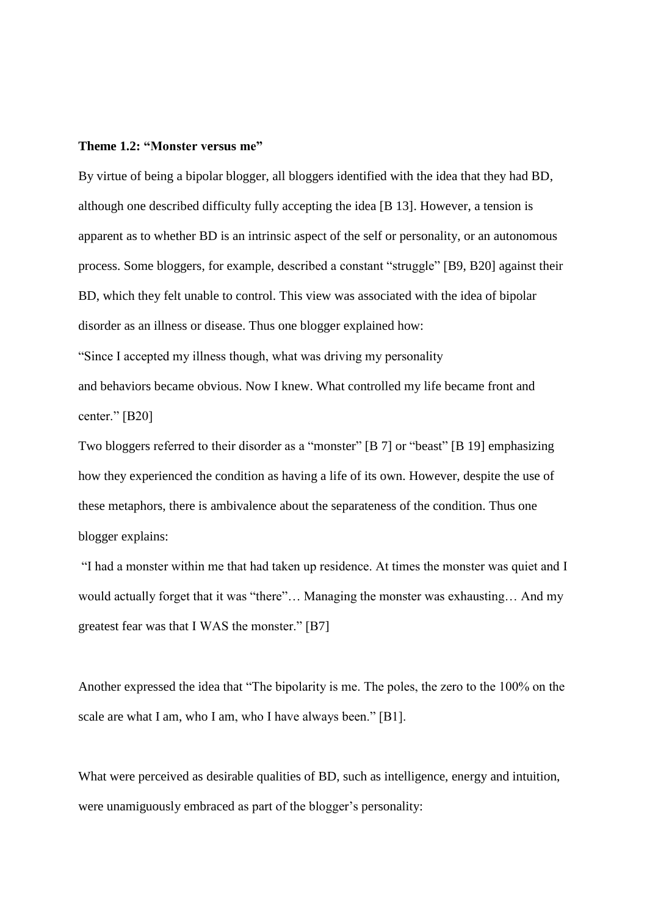**Theme 1.2: "Monster versus me"**

By virtue of being a bipolar blogger, all bloggers identified with the idea that they had BD, although one described difficulty fully accepting the idea [B 13]. However, a tension is apparent as to whether BD is an intrinsic aspect of the self or personality, or an autonomous process. Some bloggers, for example, described a constant "struggle" [B9, B20] against their BD, which they felt unable to control. This view was associated with the idea of bipolar disorder as an illness or disease. Thus one blogger explained how:

"Since I accepted my illness though, what was driving my personality and behaviors became obvious. Now I knew. What controlled my life became front and center." [B20]

Two bloggers referred to their disorder as a "monster" [B 7] or "beast" [B 19] emphasizing how they experienced the condition as having a life of its own. However, despite the use of these metaphors, there is ambivalence about the separateness of the condition. Thus one blogger explains:

"I had a monster within me that had taken up residence. At times the monster was quiet and I would actually forget that it was "there"… Managing the monster was exhausting… And my greatest fear was that I WAS the monster." [B7]

Another expressed the idea that "The bipolarity is me. The poles, the zero to the 100% on the scale are what I am, who I am, who I have always been." [B1].

What were perceived as desirable qualities of BD, such as intelligence, energy and intuition, were unamiguously embraced as part of the blogger's personality: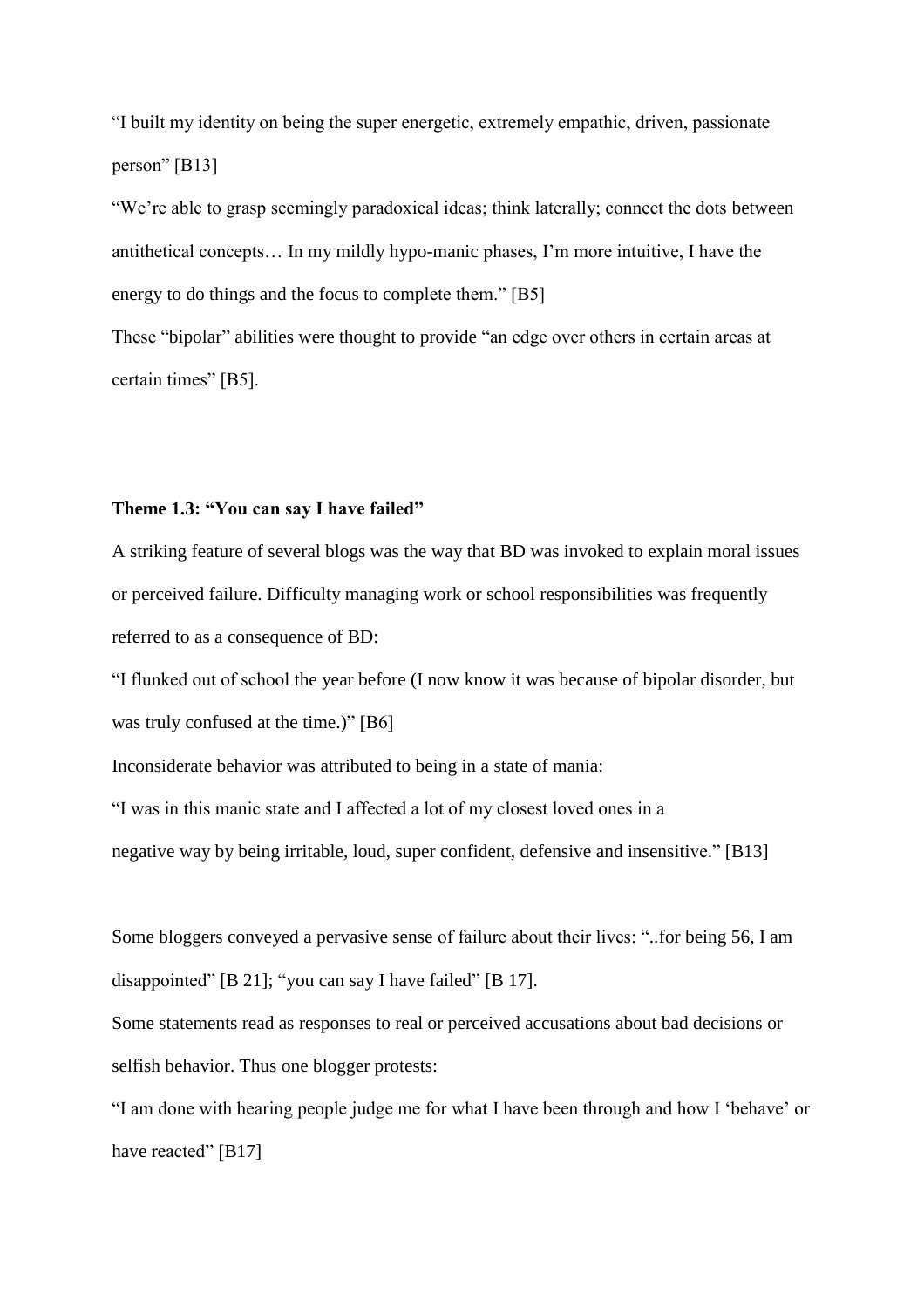"I built my identity on being the super energetic, extremely empathic, driven, passionate person" [B13]

"We're able to grasp seemingly paradoxical ideas; think laterally; connect the dots between antithetical concepts… In my mildly hypo-manic phases, I'm more intuitive, I have the energy to do things and the focus to complete them." [B5]

These "bipolar" abilities were thought to provide "an edge over others in certain areas at certain times" [B5].

**Theme 1.3: "You can say I have failed"**

A striking feature of several blogs was the way that BD was invoked to explain moral issues or perceived failure. Difficulty managing work or school responsibilities was frequently referred to as a consequence of BD:

"I flunked out of school the year before (I now know it was because of bipolar disorder, but was truly confused at the time.)" [B6]

Inconsiderate behavior was attributed to being in a state of mania:

"I was in this manic state and I affected a lot of my closest loved ones in a negative way by being irritable, loud, super confident, defensive and insensitive." [B13]

Some bloggers conveyed a pervasive sense of failure about their lives: "..for being 56, I am disappointed" [B 21]; "you can say I have failed" [B 17].

Some statements read as responses to real or perceived accusations about bad decisions or selfish behavior. Thus one blogger protests:

"I am done with hearing people judge me for what I have been through and how I 'behave' or have reacted" [B17]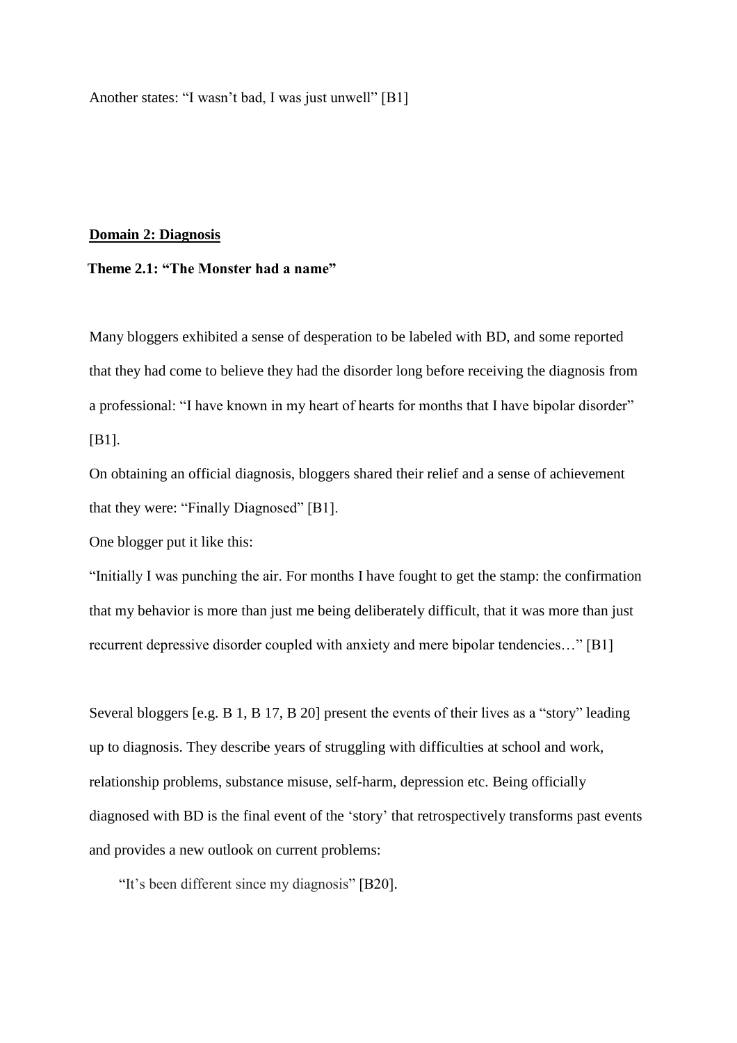Another states: “I wasn’t bad, I was just unwell” [B1]

## Domain 2: Diagnosis

### Theme 2.1: “The Monster had a name”

Many bloggers exhibited a sense of desperation to be labeled with BD, and some reported that they had come to believe they had the disorder long before receiving the diagnosis from a professional: “I have known in my heart of hearts for months that I have bipolar disorder” [B1].

On obtaining an official diagnosis, bloggers shared their relief and a sense of achievement that they were: “Finally Diagnosed” [B1].

One blogger put it like this:

“Initially I was punching the air. For months I have fought to get the stamp: the confirmation that my behavior is more than just me being deliberately difficult, that it was more than just recurrent depressive disorder coupled with anxiety and mere bipolar tendencies…” [B1]

Several bloggers [e.g. B 1, B 17, B 20] present the events of their lives as a “story” leading up to diagnosis. They describe years of struggling with difficulties at school and work, relationship problems, substance misuse, self-harm, depression etc. Being officially diagnosed with BD is the final event of the ‘story’ that retrospectively transforms past events and provides a new outlook on current problems:

“It’s been different since my diagnosis” [B20].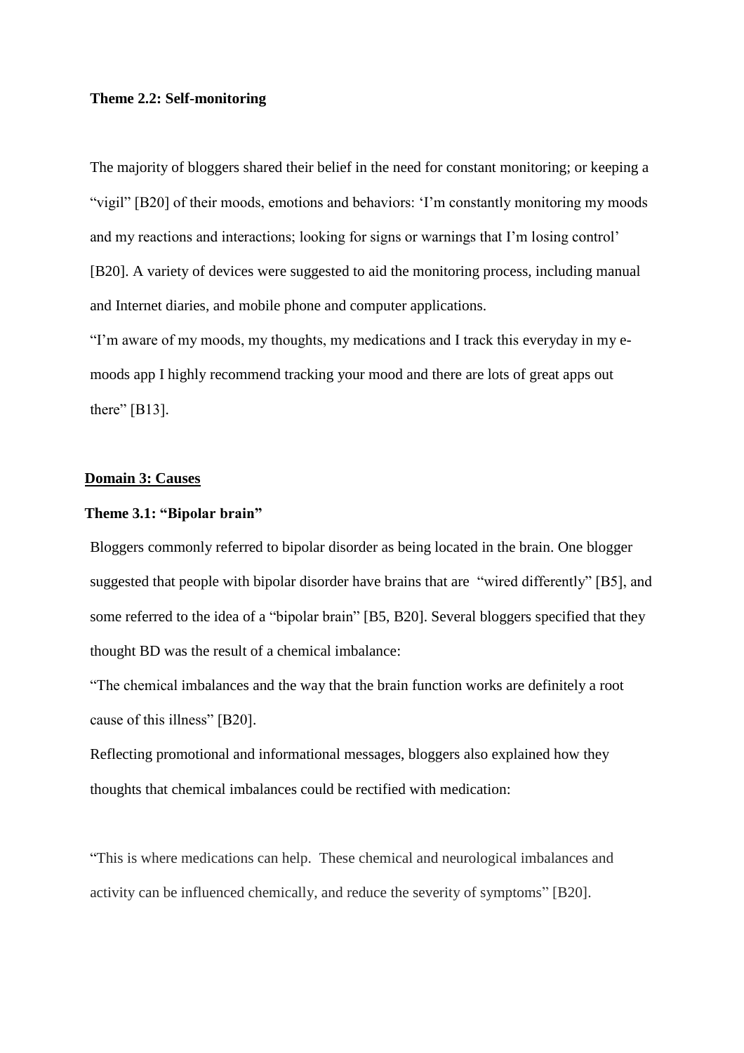### Theme 2.2: Self-monitoring

The majority of bloggers shared their belief in the need for constant monitoring; or keeping a "vigil" [B20] of their moods, emotions and behaviors: 'I'm constantly monitoring my moods and my reactions and interactions; looking for signs or warnings that I'm losing control' [B20]. A variety of devices were suggested to aid the monitoring process, including manual and Internet diaries, and mobile phone and computer applications.

"I'm aware of my moods, my thoughts, my medications and I track this everyday in my e-moods app I highly recommend tracking your mood and there are lots of great apps out there" [B13].

## Domain 3: Causes

### Theme 3.1: "Bipolar brain"

Bloggers commonly referred to bipolar disorder as being located in the brain. One blogger suggested that people with bipolar disorder have brains that are "wired differently" [B5], and some referred to the idea of a "bipolar brain" [B5, B20]. Several bloggers specified that they thought BD was the result of a chemical imbalance:

"The chemical imbalances and the way that the brain function works are definitely a root cause of this illness" [B20].

Reflecting promotional and informational messages, bloggers also explained how they thoughts that chemical imbalances could be rectified with medication:

"This is where medications can help. These chemical and neurological imbalances and activity can be influenced chemically, and reduce the severity of symptoms" [B20].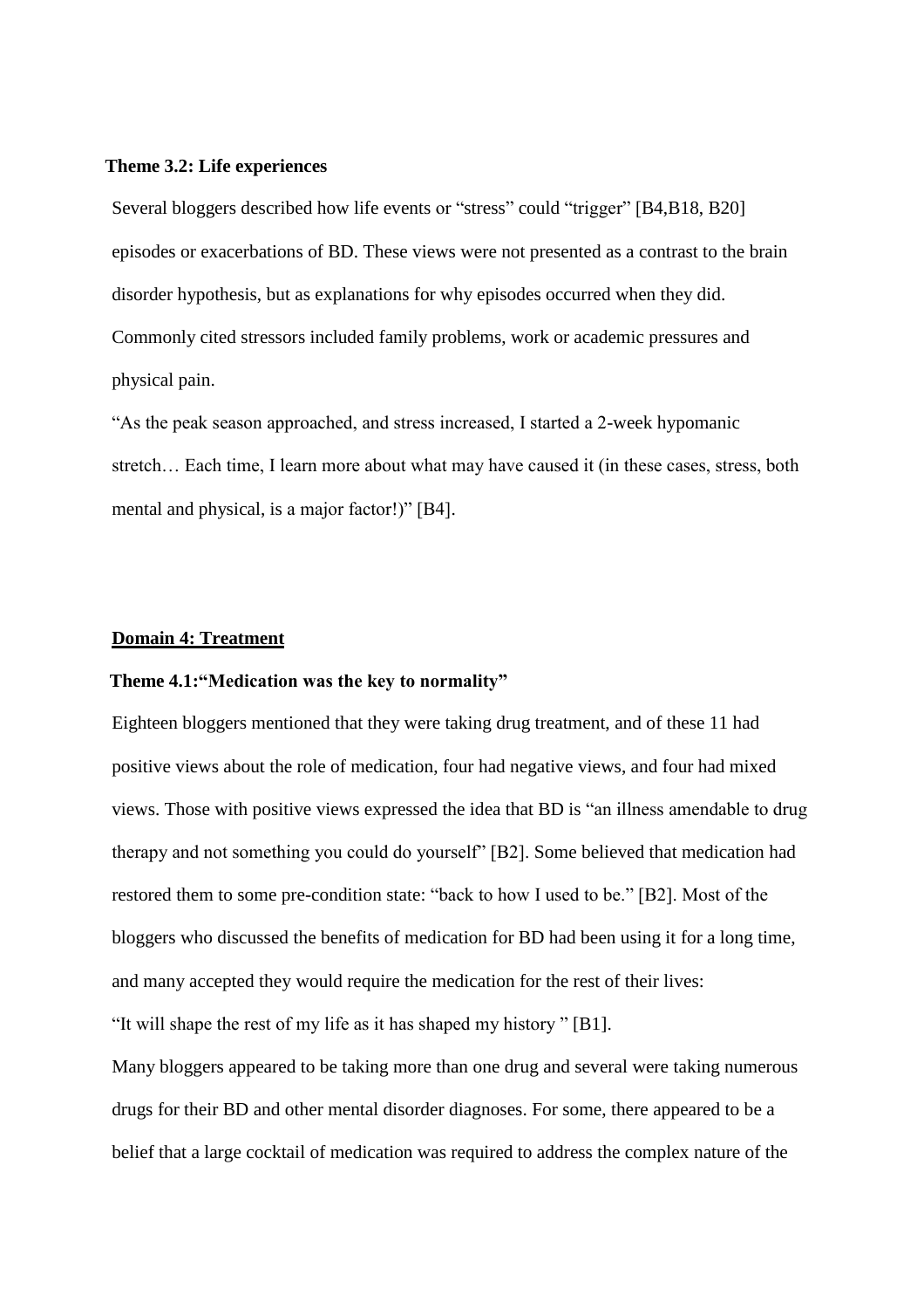### Theme 3.2: Life experiences

Several bloggers described how life events or "stress" could "trigger" [B4,B18, B20] episodes or exacerbations of BD. These views were not presented as a contrast to the brain disorder hypothesis, but as explanations for why episodes occurred when they did. Commonly cited stressors included family problems, work or academic pressures and physical pain.

"As the peak season approached, and stress increased, I started a 2-week hypomanic stretch… Each time, I learn more about what may have caused it (in these cases, stress, both mental and physical, is a major factor!)" [B4].

## Domain 4: Treatment

### Theme 4.1:"Medication was the key to normality"

Eighteen bloggers mentioned that they were taking drug treatment, and of these 11 had positive views about the role of medication, four had negative views, and four had mixed views. Those with positive views expressed the idea that BD is "an illness amendable to drug therapy and not something you could do yourself" [B2]. Some believed that medication had restored them to some pre-condition state: "back to how I used to be." [B2]. Most of the bloggers who discussed the benefits of medication for BD had been using it for a long time, and many accepted they would require the medication for the rest of their lives:

"It will shape the rest of my life as it has shaped my history " [B1].

Many bloggers appeared to be taking more than one drug and several were taking numerous drugs for their BD and other mental disorder diagnoses. For some, there appeared to be a belief that a large cocktail of medication was required to address the complex nature of the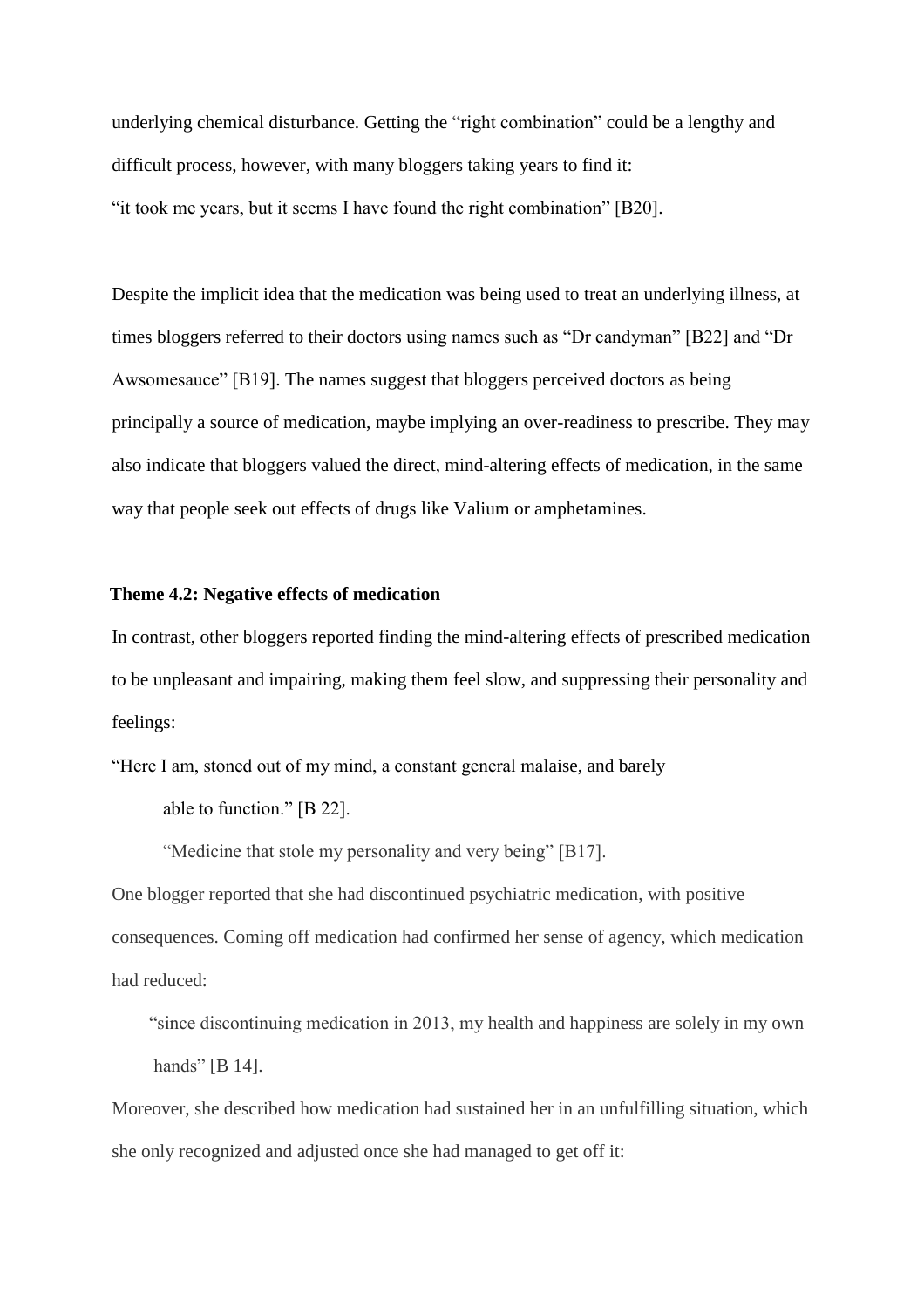underlying chemical disturbance. Getting the "right combination" could be a lengthy and difficult process, however, with many bloggers taking years to find it:

"it took me years, but it seems I have found the right combination" [B20].

Despite the implicit idea that the medication was being used to treat an underlying illness, at times bloggers referred to their doctors using names such as "Dr candyman" [B22] and "Dr Awsomesauce" [B19]. The names suggest that bloggers perceived doctors as being principally a source of medication, maybe implying an over-readiness to prescribe. They may also indicate that bloggers valued the direct, mind-altering effects of medication, in the same way that people seek out effects of drugs like Valium or amphetamines.

**Theme 4.2: Negative effects of medication**

In contrast, other bloggers reported finding the mind-altering effects of prescribed medication to be unpleasant and impairing, making them feel slow, and suppressing their personality and feelings:

"Here I am, stoned out of my mind, a constant general malaise, and barely able to function." [B 22].

"Medicine that stole my personality and very being" [B17].

One blogger reported that she had discontinued psychiatric medication, with positive consequences. Coming off medication had confirmed her sense of agency, which medication had reduced:

"since discontinuing medication in 2013, my health and happiness are solely in my own hands" [B 14].

Moreover, she described how medication had sustained her in an unfulfilling situation, which she only recognized and adjusted once she had managed to get off it: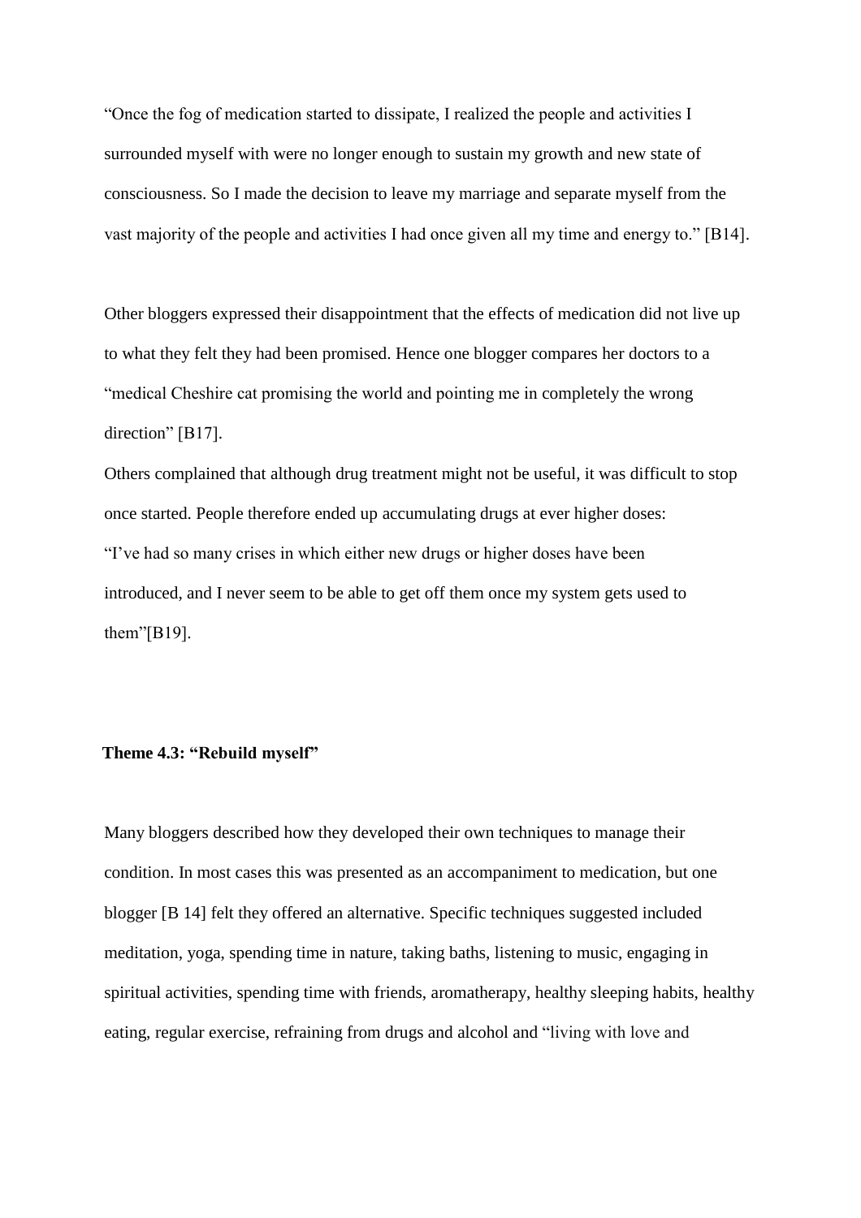"Once the fog of medication started to dissipate, I realized the people and activities I surrounded myself with were no longer enough to sustain my growth and new state of consciousness. So I made the decision to leave my marriage and separate myself from the vast majority of the people and activities I had once given all my time and energy to." [B14].

Other bloggers expressed their disappointment that the effects of medication did not live up to what they felt they had been promised. Hence one blogger compares her doctors to a "medical Cheshire cat promising the world and pointing me in completely the wrong direction" [B17].

Others complained that although drug treatment might not be useful, it was difficult to stop once started. People therefore ended up accumulating drugs at ever higher doses:

"I've had so many crises in which either new drugs or higher doses have been introduced, and I never seem to be able to get off them once my system gets used to them"[B19].

### Theme 4.3: "Rebuild myself"

Many bloggers described how they developed their own techniques to manage their condition. In most cases this was presented as an accompaniment to medication, but one blogger [B 14] felt they offered an alternative. Specific techniques suggested included meditation, yoga, spending time in nature, taking baths, listening to music, engaging in spiritual activities, spending time with friends, aromatherapy, healthy sleeping habits, healthy eating, regular exercise, refraining from drugs and alcohol and "living with love and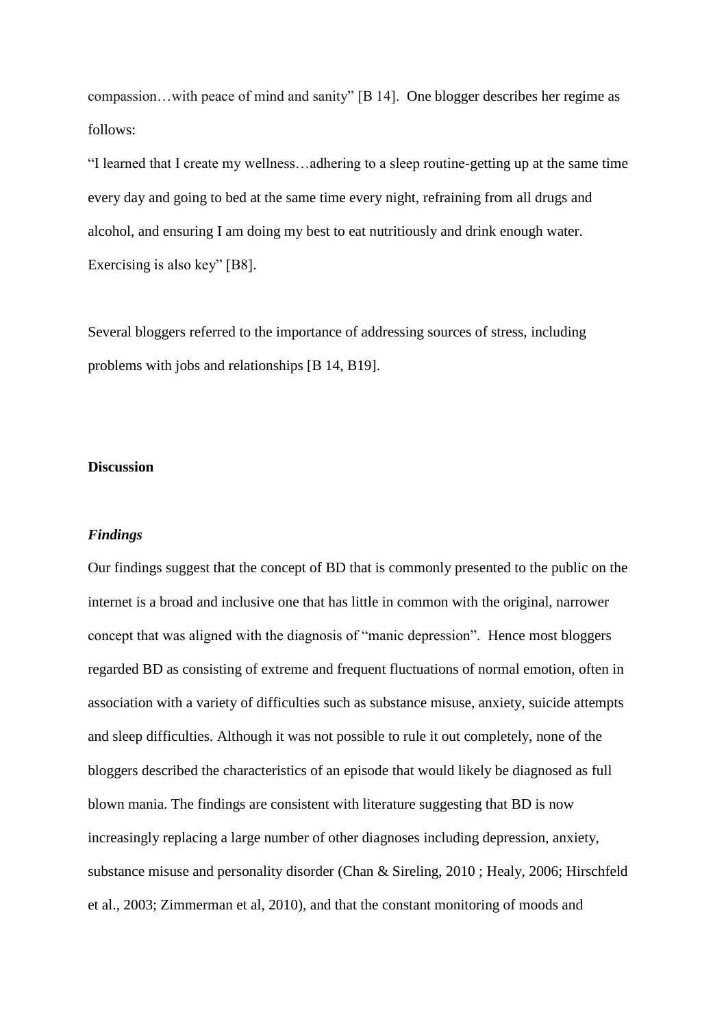compassion…with peace of mind and sanity" [B 14]. One blogger describes her regime as follows:

"I learned that I create my wellness…adhering to a sleep routine-getting up at the same time every day and going to bed at the same time every night, refraining from all drugs and alcohol, and ensuring I am doing my best to eat nutritiously and drink enough water. Exercising is also key" [B8].

Several bloggers referred to the importance of addressing sources of stress, including problems with jobs and relationships [B 14, B19].

## Discussion

### *Findings*

Our findings suggest that the concept of BD that is commonly presented to the public on the internet is a broad and inclusive one that has little in common with the original, narrower concept that was aligned with the diagnosis of "manic depression". Hence most bloggers regarded BD as consisting of extreme and frequent fluctuations of normal emotion, often in association with a variety of difficulties such as substance misuse, anxiety, suicide attempts and sleep difficulties. Although it was not possible to rule it out completely, none of the bloggers described the characteristics of an episode that would likely be diagnosed as full blown mania. The findings are consistent with literature suggesting that BD is now increasingly replacing a large number of other diagnoses including depression, anxiety, substance misuse and personality disorder (Chan & Sireling, 2010 ; Healy, 2006; Hirschfeld et al., 2003; Zimmerman et al, 2010), and that the constant monitoring of moods and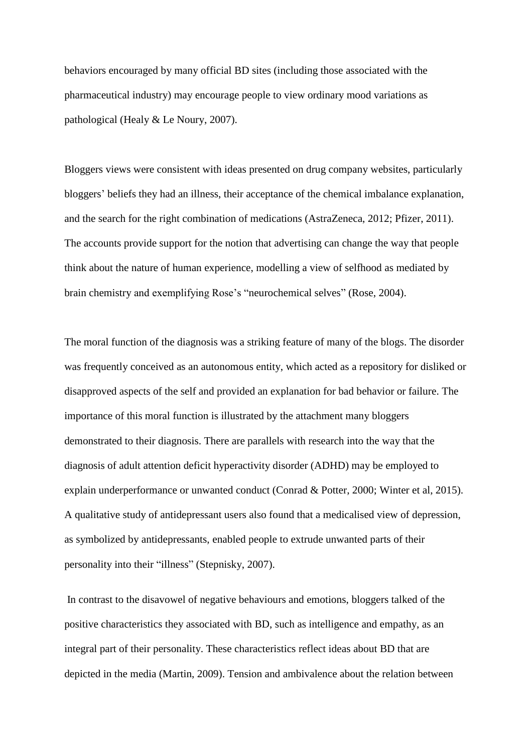behaviors encouraged by many official BD sites (including those associated with the pharmaceutical industry) may encourage people to view ordinary mood variations as pathological (Healy & Le Noury, 2007).

Bloggers views were consistent with ideas presented on drug company websites, particularly bloggers' beliefs they had an illness, their acceptance of the chemical imbalance explanation, and the search for the right combination of medications (AstraZeneca, 2012; Pfizer, 2011). The accounts provide support for the notion that advertising can change the way that people think about the nature of human experience, modelling a view of selfhood as mediated by brain chemistry and exemplifying Rose's "neurochemical selves" (Rose, 2004).

The moral function of the diagnosis was a striking feature of many of the blogs. The disorder was frequently conceived as an autonomous entity, which acted as a repository for disliked or disapproved aspects of the self and provided an explanation for bad behavior or failure. The importance of this moral function is illustrated by the attachment many bloggers demonstrated to their diagnosis. There are parallels with research into the way that the diagnosis of adult attention deficit hyperactivity disorder (ADHD) may be employed to explain underperformance or unwanted conduct (Conrad & Potter, 2000; Winter et al, 2015). A qualitative study of antidepressant users also found that a medicalised view of depression, as symbolized by antidepressants, enabled people to extrude unwanted parts of their personality into their "illness" (Stepnisky, 2007).

In contrast to the disavowel of negative behaviours and emotions, bloggers talked of the positive characteristics they associated with BD, such as intelligence and empathy, as an integral part of their personality. These characteristics reflect ideas about BD that are depicted in the media (Martin, 2009). Tension and ambivalence about the relation between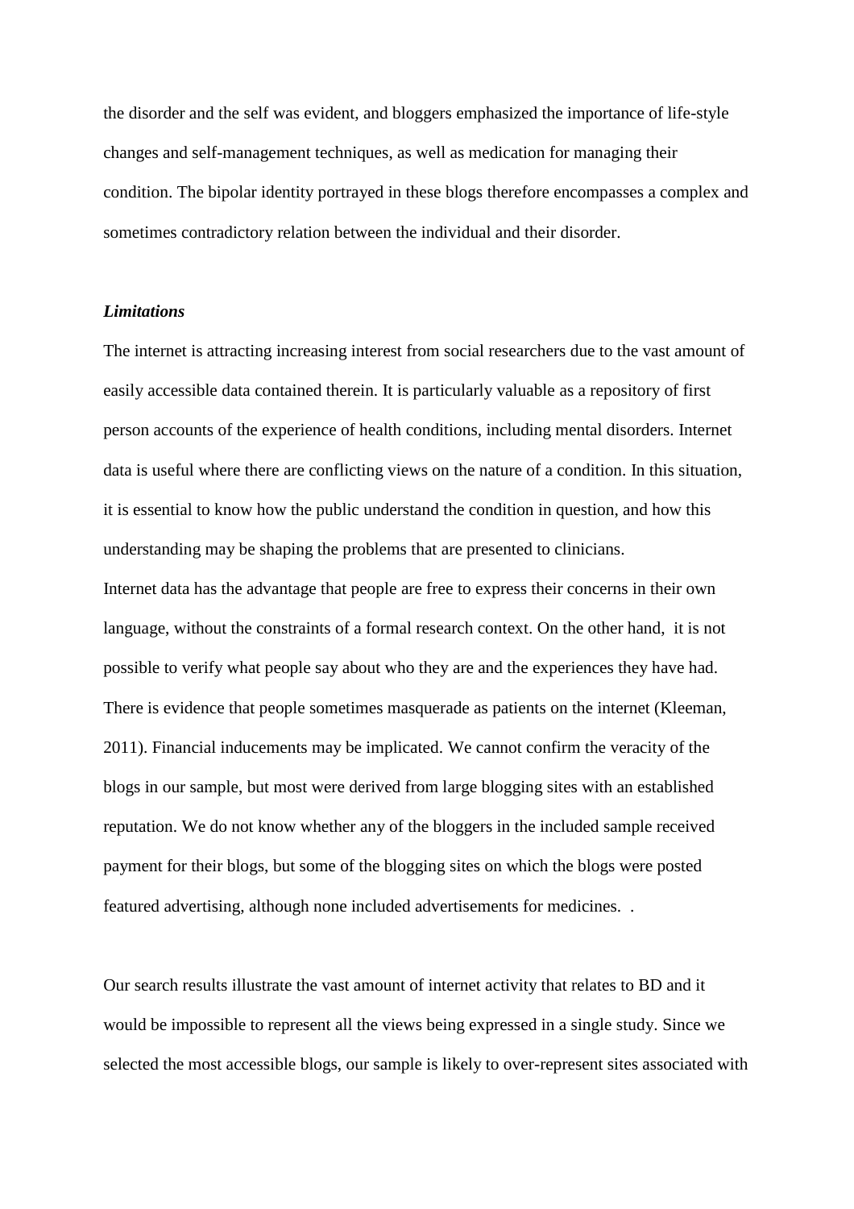the disorder and the self was evident, and bloggers emphasized the importance of life-style changes and self-management techniques, as well as medication for managing their condition. The bipolar identity portrayed in these blogs therefore encompasses a complex and sometimes contradictory relation between the individual and their disorder.

***Limitations***

The internet is attracting increasing interest from social researchers due to the vast amount of easily accessible data contained therein. It is particularly valuable as a repository of first person accounts of the experience of health conditions, including mental disorders. Internet data is useful where there are conflicting views on the nature of a condition. In this situation, it is essential to know how the public understand the condition in question, and how this understanding may be shaping the problems that are presented to clinicians.

Internet data has the advantage that people are free to express their concerns in their own language, without the constraints of a formal research context. On the other hand, it is not possible to verify what people say about who they are and the experiences they have had. There is evidence that people sometimes masquerade as patients on the internet (Kleeman, 2011). Financial inducements may be implicated. We cannot confirm the veracity of the blogs in our sample, but most were derived from large blogging sites with an established reputation. We do not know whether any of the bloggers in the included sample received payment for their blogs, but some of the blogging sites on which the blogs were posted featured advertising, although none included advertisements for medicines. .

Our search results illustrate the vast amount of internet activity that relates to BD and it would be impossible to represent all the views being expressed in a single study. Since we selected the most accessible blogs, our sample is likely to over-represent sites associated with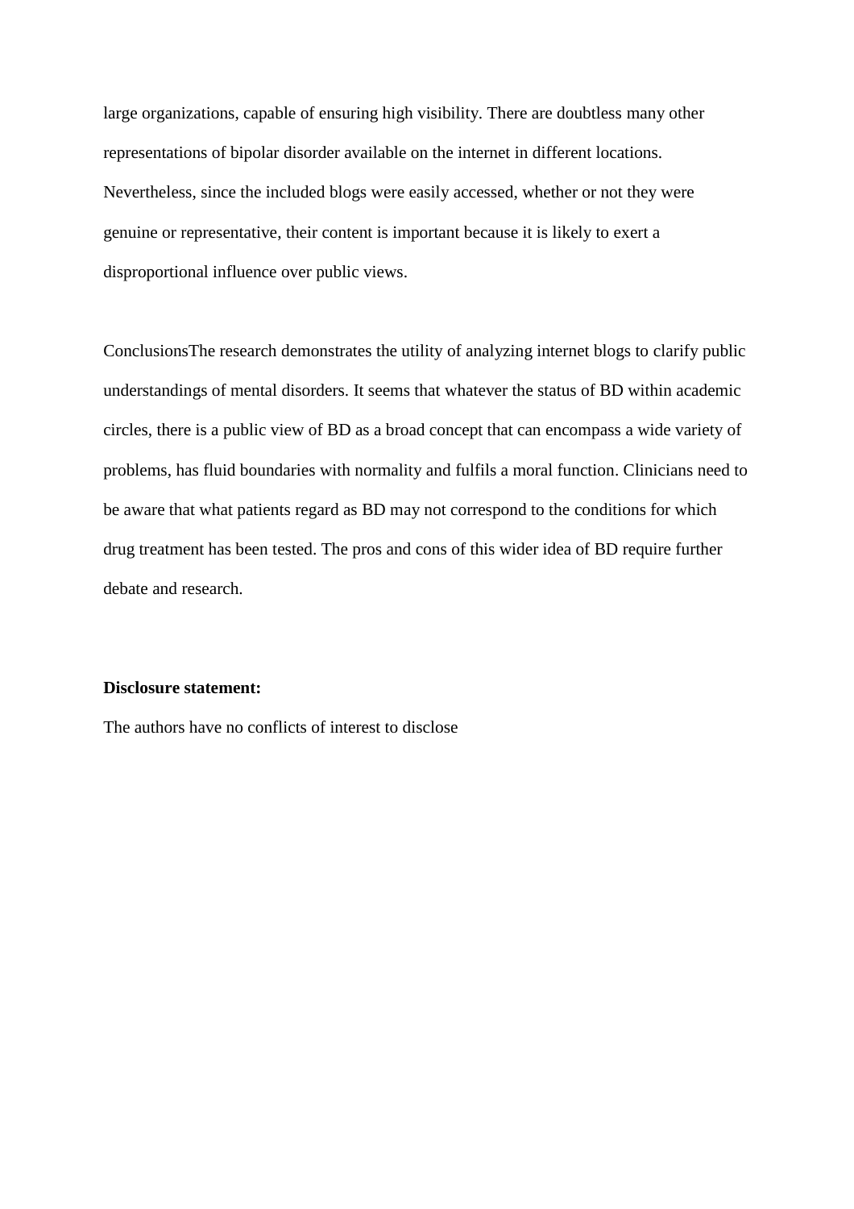large organizations, capable of ensuring high visibility. There are doubtless many other representations of bipolar disorder available on the internet in different locations. Nevertheless, since the included blogs were easily accessed, whether or not they were genuine or representative, their content is important because it is likely to exert a disproportional influence over public views.

ConclusionsThe research demonstrates the utility of analyzing internet blogs to clarify public understandings of mental disorders. It seems that whatever the status of BD within academic circles, there is a public view of BD as a broad concept that can encompass a wide variety of problems, has fluid boundaries with normality and fulfils a moral function. Clinicians need to be aware that what patients regard as BD may not correspond to the conditions for which drug treatment has been tested. The pros and cons of this wider idea of BD require further debate and research.

**Disclosure statement:**

The authors have no conflicts of interest to disclose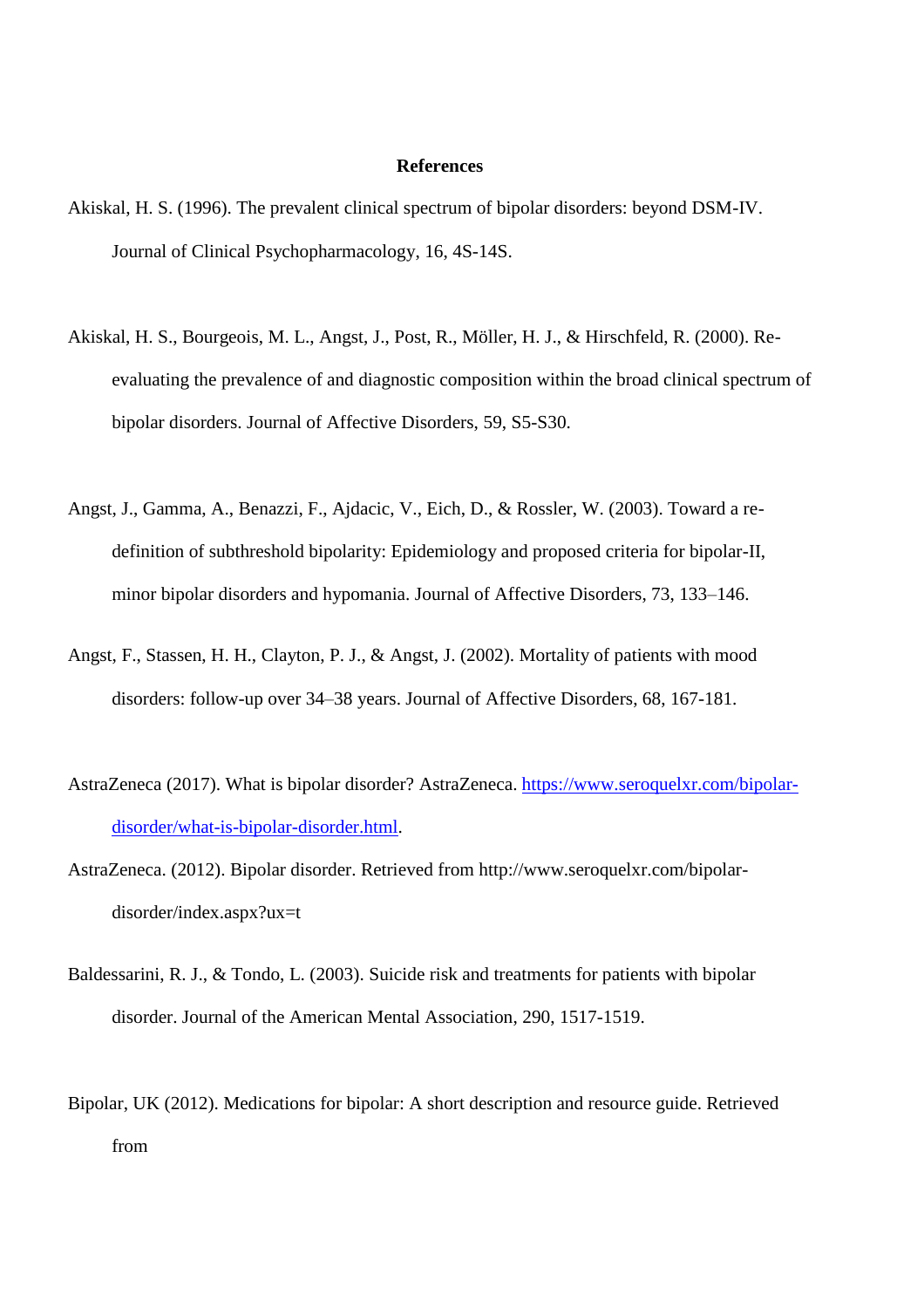**References**

Akiskal, H. S. (1996). The prevalent clinical spectrum of bipolar disorders: beyond DSM-IV. Journal of Clinical Psychopharmacology, 16, 4S-14S.

Akiskal, H. S., Bourgeois, M. L., Angst, J., Post, R., Möller, H. J., & Hirschfeld, R. (2000). Re-evaluating the prevalence of and diagnostic composition within the broad clinical spectrum of bipolar disorders. Journal of Affective Disorders, 59, S5-S30.

Angst, J., Gamma, A., Benazzi, F., Ajdacic, V., Eich, D., & Rossler, W. (2003). Toward a re-definition of subthreshold bipolarity: Epidemiology and proposed criteria for bipolar-II, minor bipolar disorders and hypomania. Journal of Affective Disorders, 73, 133–146.

Angst, F., Stassen, H. H., Clayton, P. J., & Angst, J. (2002). Mortality of patients with mood disorders: follow-up over 34–38 years. Journal of Affective Disorders, 68, 167-181.

AstraZeneca (2017). What is bipolar disorder? AstraZeneca. [https://www.seroquelxr.com/bipolar-disorder/what-is-bipolar-disorder.html](https://www.seroquelxr.com/bipolar-disorder/what-is-bipolar-disorder.html).

AstraZeneca. (2012). Bipolar disorder. Retrieved from http://www.seroquelxr.com/bipolar-disorder/index.aspx?ux=t

Baldessarini, R. J., & Tondo, L. (2003). Suicide risk and treatments for patients with bipolar disorder. Journal of the American Mental Association, 290, 1517-1519.

Bipolar, UK (2012). Medications for bipolar: A short description and resource guide. Retrieved from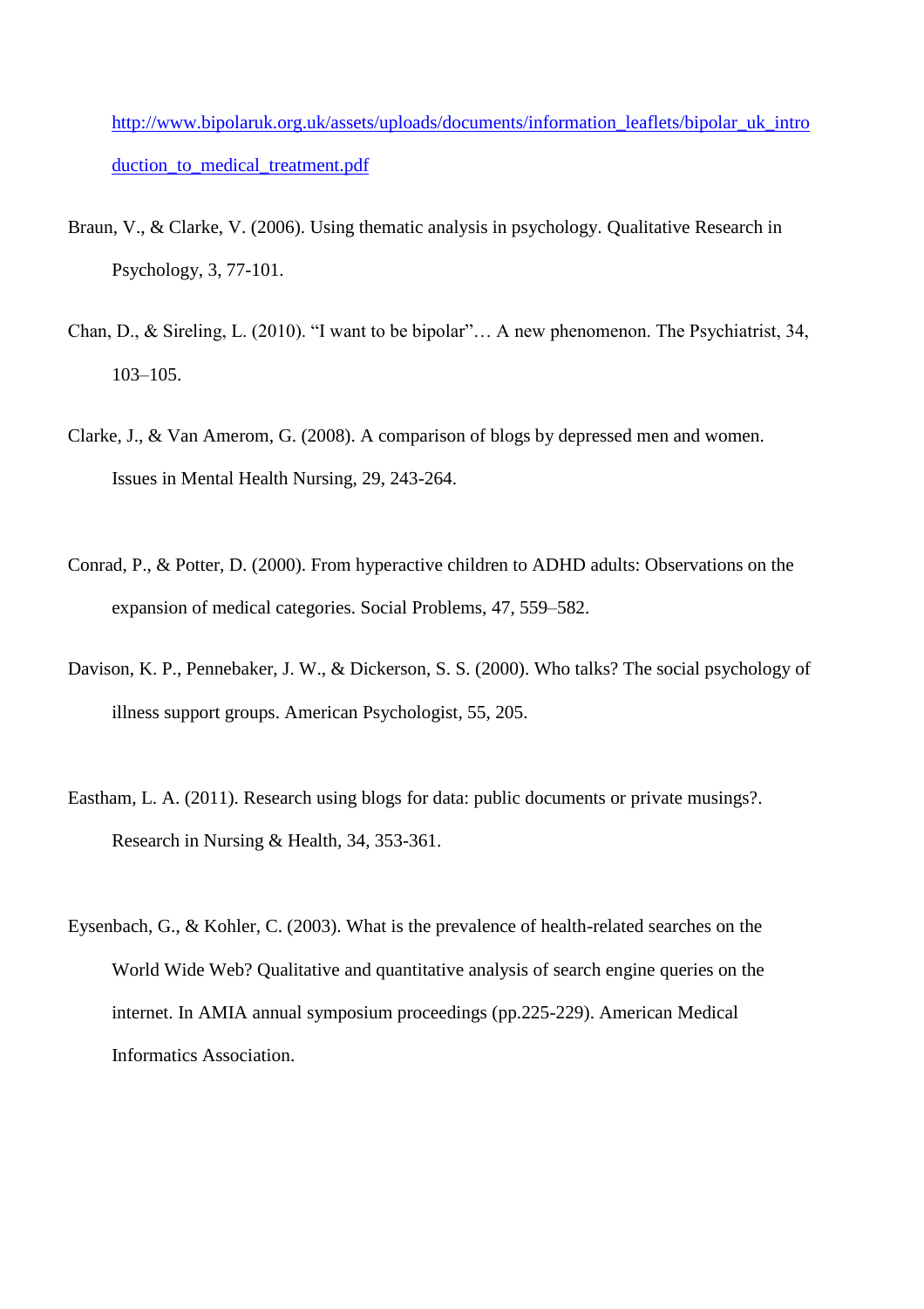http://www.bipolaruk.org.uk/assets/uploads/documents/information_leaflets/bipolar_uk_introduction_to_medical_treatment.pdf

Braun, V., & Clarke, V. (2006). Using thematic analysis in psychology. Qualitative Research in Psychology, 3, 77-101.

Chan, D., & Sireling, L. (2010). “I want to be bipolar”… A new phenomenon. The Psychiatrist, 34, 103–105.

Clarke, J., & Van Amerom, G. (2008). A comparison of blogs by depressed men and women. Issues in Mental Health Nursing, 29, 243-264.

Conrad, P., & Potter, D. (2000). From hyperactive children to ADHD adults: Observations on the expansion of medical categories. Social Problems, 47, 559–582.

Davison, K. P., Pennebaker, J. W., & Dickerson, S. S. (2000). Who talks? The social psychology of illness support groups. American Psychologist, 55, 205.

Eastham, L. A. (2011). Research using blogs for data: public documents or private musings?. Research in Nursing & Health, 34, 353-361.

Eysenbach, G., & Kohler, C. (2003). What is the prevalence of health-related searches on the World Wide Web? Qualitative and quantitative analysis of search engine queries on the internet. In AMIA annual symposium proceedings (pp.225-229). American Medical Informatics Association.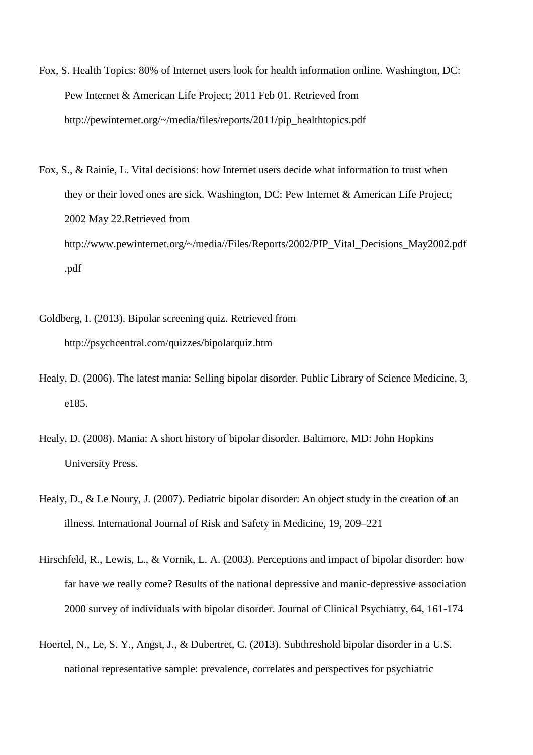Fox, S. Health Topics: 80% of Internet users look for health information online. Washington, DC: Pew Internet & American Life Project; 2011 Feb 01. Retrieved from http://pewinternet.org/~/media/files/reports/2011/pip_healthtopics.pdf

Fox, S., & Rainie, L. Vital decisions: how Internet users decide what information to trust when they or their loved ones are sick. Washington, DC: Pew Internet & American Life Project; 2002 May 22.Retrieved from http://www.pewinternet.org/~/media//Files/Reports/2002/PIP_Vital_Decisions_May2002.pdf .pdf

Goldberg, I. (2013). Bipolar screening quiz. Retrieved from http://psychcentral.com/quizzes/bipolarquiz.htm

Healy, D. (2006). The latest mania: Selling bipolar disorder. Public Library of Science Medicine, 3, e185.

Healy, D. (2008). Mania: A short history of bipolar disorder. Baltimore, MD: John Hopkins University Press.

Healy, D., & Le Noury, J. (2007). Pediatric bipolar disorder: An object study in the creation of an illness. International Journal of Risk and Safety in Medicine, 19, 209–221

Hirschfeld, R., Lewis, L., & Vornik, L. A. (2003). Perceptions and impact of bipolar disorder: how far have we really come? Results of the national depressive and manic-depressive association 2000 survey of individuals with bipolar disorder. Journal of Clinical Psychiatry, 64, 161-174

Hoertel, N., Le, S. Y., Angst, J., & Dubertret, C. (2013). Subthreshold bipolar disorder in a U.S. national representative sample: prevalence, correlates and perspectives for psychiatric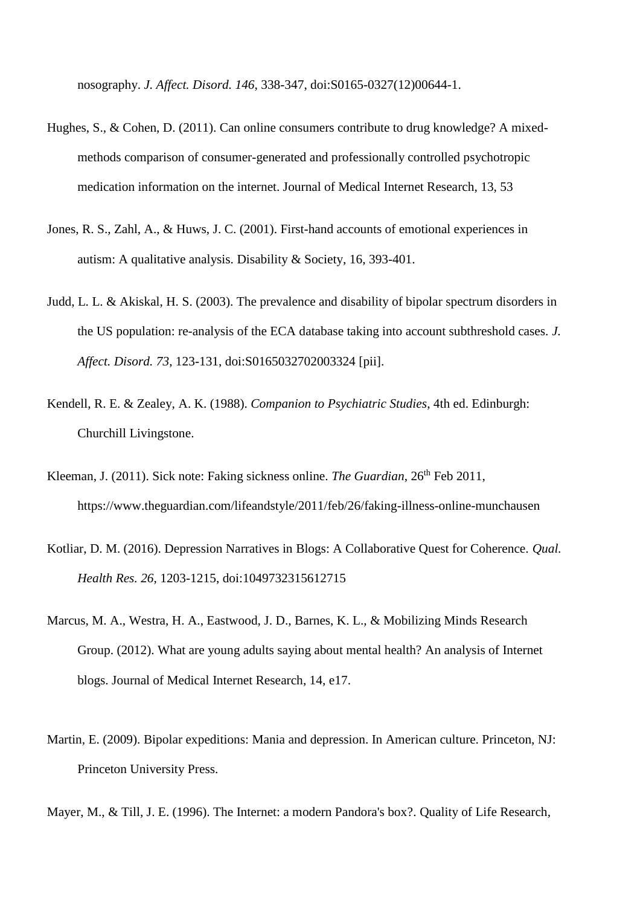nosography. *J. Affect. Disord. 146*, 338-347, doi:S0165-0327(12)00644-1.

Hughes, S., & Cohen, D. (2011). Can online consumers contribute to drug knowledge? A mixed-methods comparison of consumer-generated and professionally controlled psychotropic medication information on the internet. Journal of Medical Internet Research, 13, 53

Jones, R. S., Zahl, A., & Huws, J. C. (2001). First-hand accounts of emotional experiences in autism: A qualitative analysis. Disability & Society, 16, 393-401.

Judd, L. L. & Akiskal, H. S. (2003). The prevalence and disability of bipolar spectrum disorders in the US population: re-analysis of the ECA database taking into account subthreshold cases. *J. Affect. Disord. 73*, 123-131, doi:S0165032702003324 [pii].

Kendell, R. E. & Zealey, A. K. (1988). *Companion to Psychiatric Studies*, 4th ed. Edinburgh: Churchill Livingstone.

Kleeman, J. (2011). Sick note: Faking sickness online. *The Guardian*, 26th Feb 2011, https://www.theguardian.com/lifeandstyle/2011/feb/26/faking-illness-online-munchausen

Kotliar, D. M. (2016). Depression Narratives in Blogs: A Collaborative Quest for Coherence. *Qual. Health Res. 26*, 1203-1215, doi:1049732315612715

Marcus, M. A., Westra, H. A., Eastwood, J. D., Barnes, K. L., & Mobilizing Minds Research Group. (2012). What are young adults saying about mental health? An analysis of Internet blogs. Journal of Medical Internet Research, 14, e17.

Martin, E. (2009). Bipolar expeditions: Mania and depression. In American culture. Princeton, NJ: Princeton University Press.

Mayer, M., & Till, J. E. (1996). The Internet: a modern Pandora's box?. Quality of Life Research,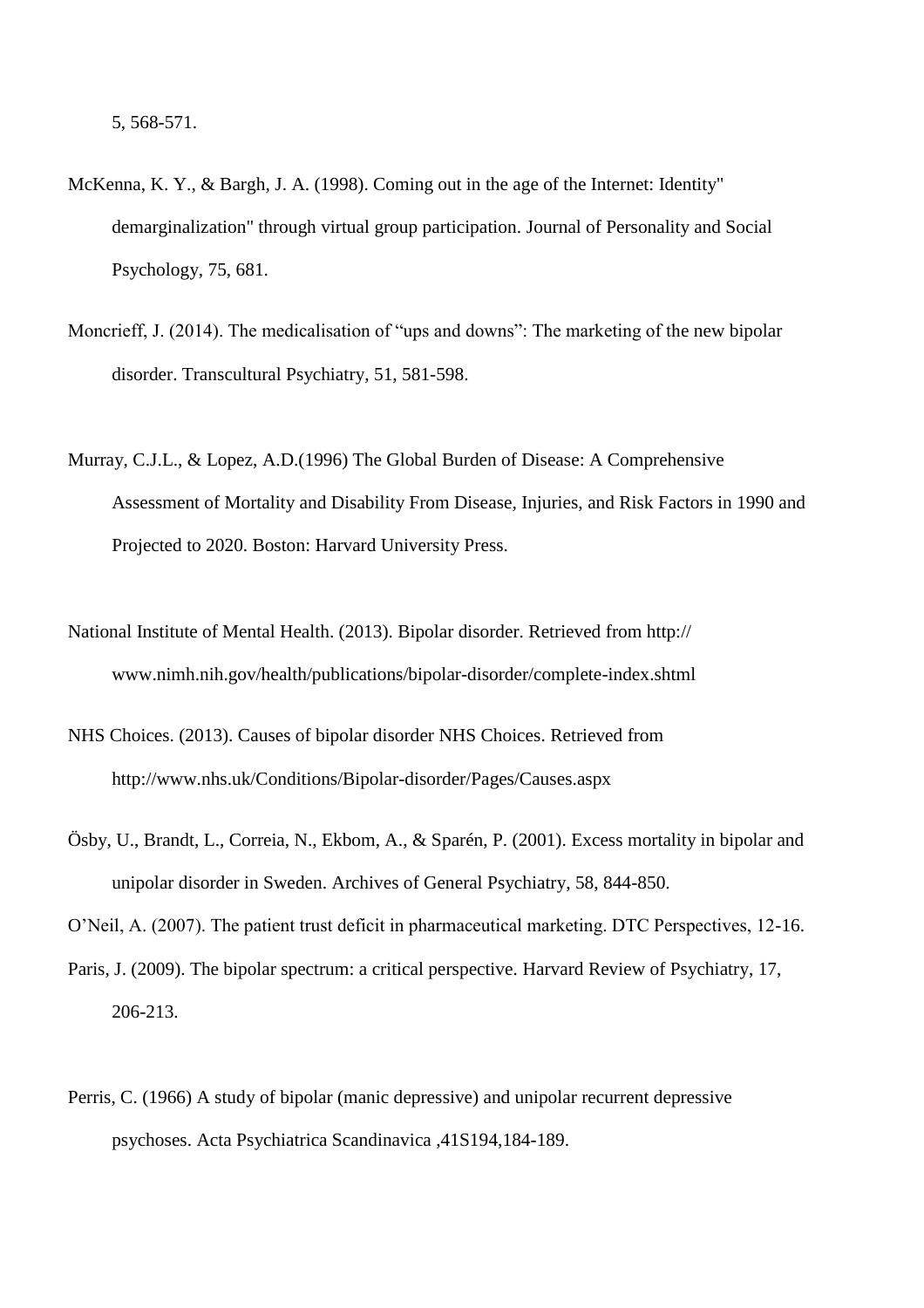5, 568-571.

McKenna, K. Y., & Bargh, J. A. (1998). Coming out in the age of the Internet: Identity" demarginalization" through virtual group participation. Journal of Personality and Social Psychology, 75, 681.

Moncrieff, J. (2014). The medicalisation of "ups and downs": The marketing of the new bipolar disorder. Transcultural Psychiatry, 51, 581-598.

Murray, C.J.L., & Lopez, A.D.(1996) The Global Burden of Disease: A Comprehensive Assessment of Mortality and Disability From Disease, Injuries, and Risk Factors in 1990 and Projected to 2020. Boston: Harvard University Press.

National Institute of Mental Health. (2013). Bipolar disorder. Retrieved from http:// www.nimh.nih.gov/health/publications/bipolar-disorder/complete-index.shtml

NHS Choices. (2013). Causes of bipolar disorder NHS Choices. Retrieved from http://www.nhs.uk/Conditions/Bipolar-disorder/Pages/Causes.aspx

Ösby, U., Brandt, L., Correia, N., Ekbom, A., & Sparén, P. (2001). Excess mortality in bipolar and unipolar disorder in Sweden. Archives of General Psychiatry, 58, 844-850.

O'Neil, A. (2007). The patient trust deficit in pharmaceutical marketing. DTC Perspectives, 12-16.

Paris, J. (2009). The bipolar spectrum: a critical perspective. Harvard Review of Psychiatry, 17, 206-213.

Perris, C. (1966) A study of bipolar (manic depressive) and unipolar recurrent depressive psychoses. Acta Psychiatrica Scandinavica ,41S194,184-189.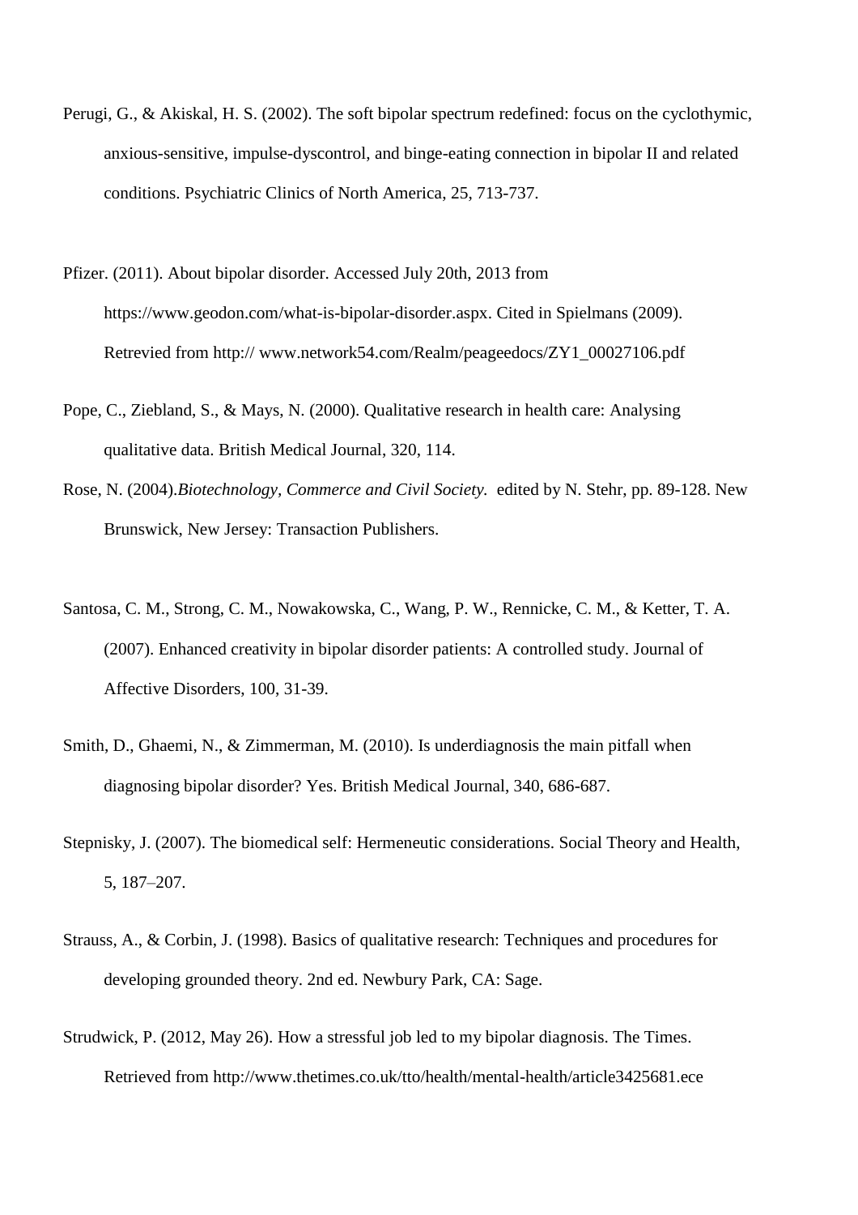Perugi, G., & Akiskal, H. S. (2002). The soft bipolar spectrum redefined: focus on the cyclothymic, anxious-sensitive, impulse-dyscontrol, and binge-eating connection in bipolar II and related conditions. Psychiatric Clinics of North America, 25, 713-737.

Pfizer. (2011). About bipolar disorder. Accessed July 20th, 2013 from https://www.geodon.com/what-is-bipolar-disorder.aspx. Cited in Spielmans (2009). Retrevied from http:// www.network54.com/Realm/peageedocs/ZY1_00027106.pdf

Pope, C., Ziebland, S., & Mays, N. (2000). Qualitative research in health care: Analysing qualitative data. British Medical Journal, 320, 114.

Rose, N. (2004).*Biotechnology, Commerce and Civil Society.* edited by N. Stehr, pp. 89-128. New Brunswick, New Jersey: Transaction Publishers.

Santosa, C. M., Strong, C. M., Nowakowska, C., Wang, P. W., Rennicke, C. M., & Ketter, T. A. (2007). Enhanced creativity in bipolar disorder patients: A controlled study. Journal of Affective Disorders, 100, 31-39.

Smith, D., Ghaemi, N., & Zimmerman, M. (2010). Is underdiagnosis the main pitfall when diagnosing bipolar disorder? Yes. British Medical Journal, 340, 686-687.

Stepnisky, J. (2007). The biomedical self: Hermeneutic considerations. Social Theory and Health, 5, 187–207.

Strauss, A., & Corbin, J. (1998). Basics of qualitative research: Techniques and procedures for developing grounded theory. 2nd ed. Newbury Park, CA: Sage.

Strudwick, P. (2012, May 26). How a stressful job led to my bipolar diagnosis. The Times. Retrieved from http://www.thetimes.co.uk/tto/health/mental-health/article3425681.ece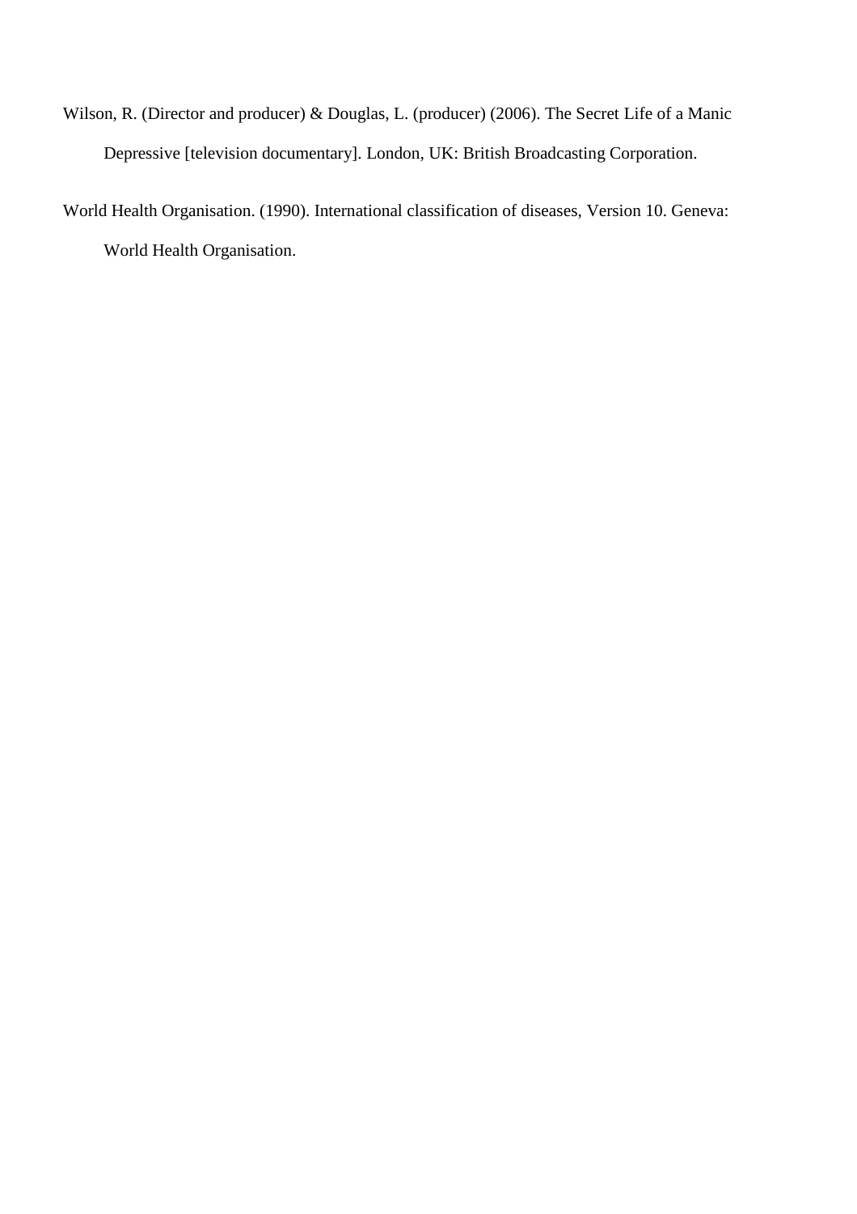Wilson, R. (Director and producer) & Douglas, L. (producer) (2006). The Secret Life of a Manic Depressive [television documentary]. London, UK: British Broadcasting Corporation.

World Health Organisation. (1990). International classification of diseases, Version 10. Geneva: World Health Organisation.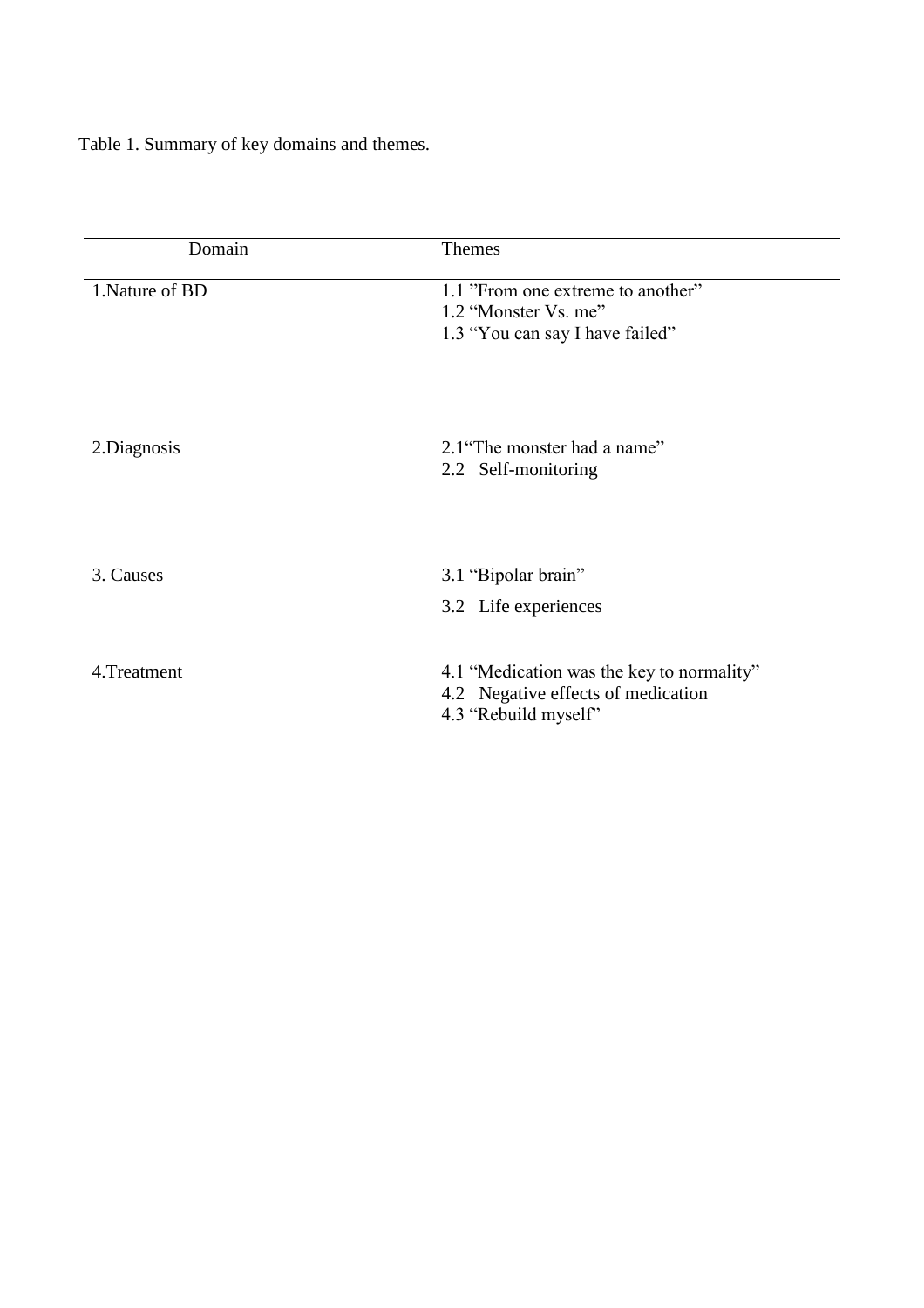Table 1. Summary of key domains and themes.

| Domain | Themes |
| --- | --- |
| 1.Nature of BD | 1.1 ”From one extreme to another”<br>1.2 “Monster Vs. me”<br>1.3 “You can say I have failed” |
| 2.Diagnosis | 2.1“The monster had a name”<br>2.2 Self-monitoring |
| 3. Causes | 3.1 “Bipolar brain”<br>3.2 Life experiences |
| 4.Treatment | 4.1 “Medication was the key to normality”<br>4.2 Negative effects of medication<br>4.3 “Rebuild myself” |